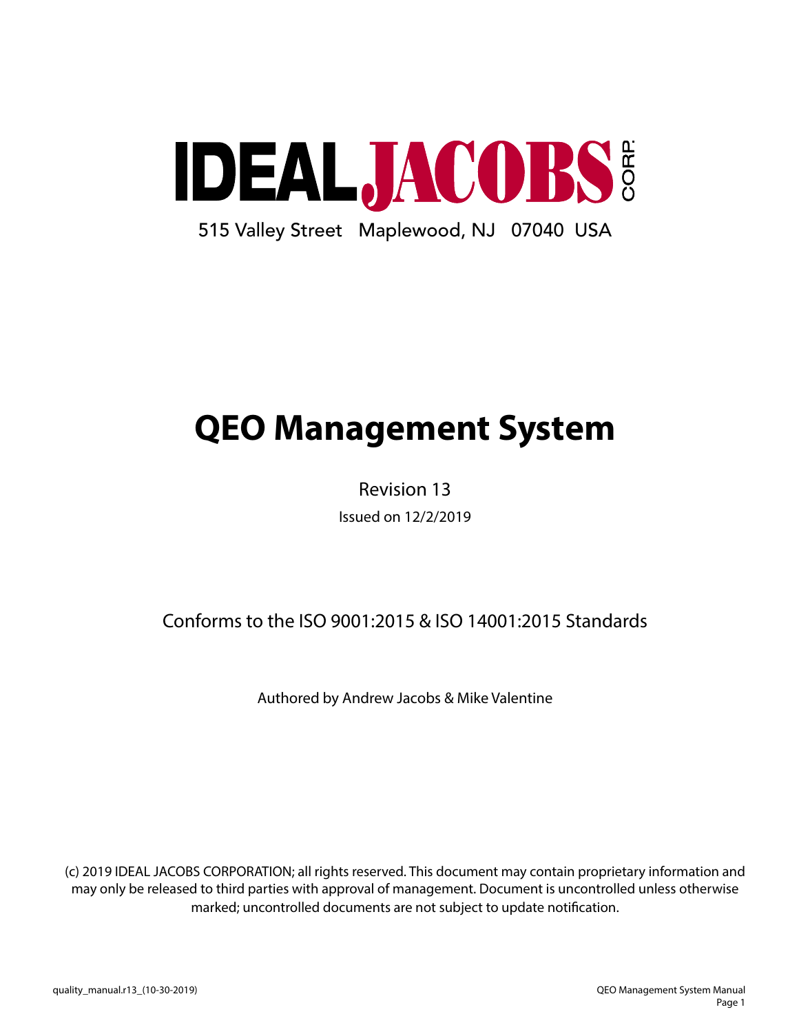# IDEAL JACOBS CORP.

515 Valley Street Maplewood, NJ 07040 USA

# QEO Management System

Revision 13

Issued on 12/2/2019

Conforms to the ISO 9001:2015 & ISO 14001:2015 Standards

Authored by Andrew Jacobs & Mike Valentine

(c) 2019 IDEAL JACOBS CORPORATION; all rights reserved. This document may contain proprietary information and may only be released to third parties with approval of management. Document is uncontrolled unless otherwise marked; uncontrolled documents are not subject to update notification.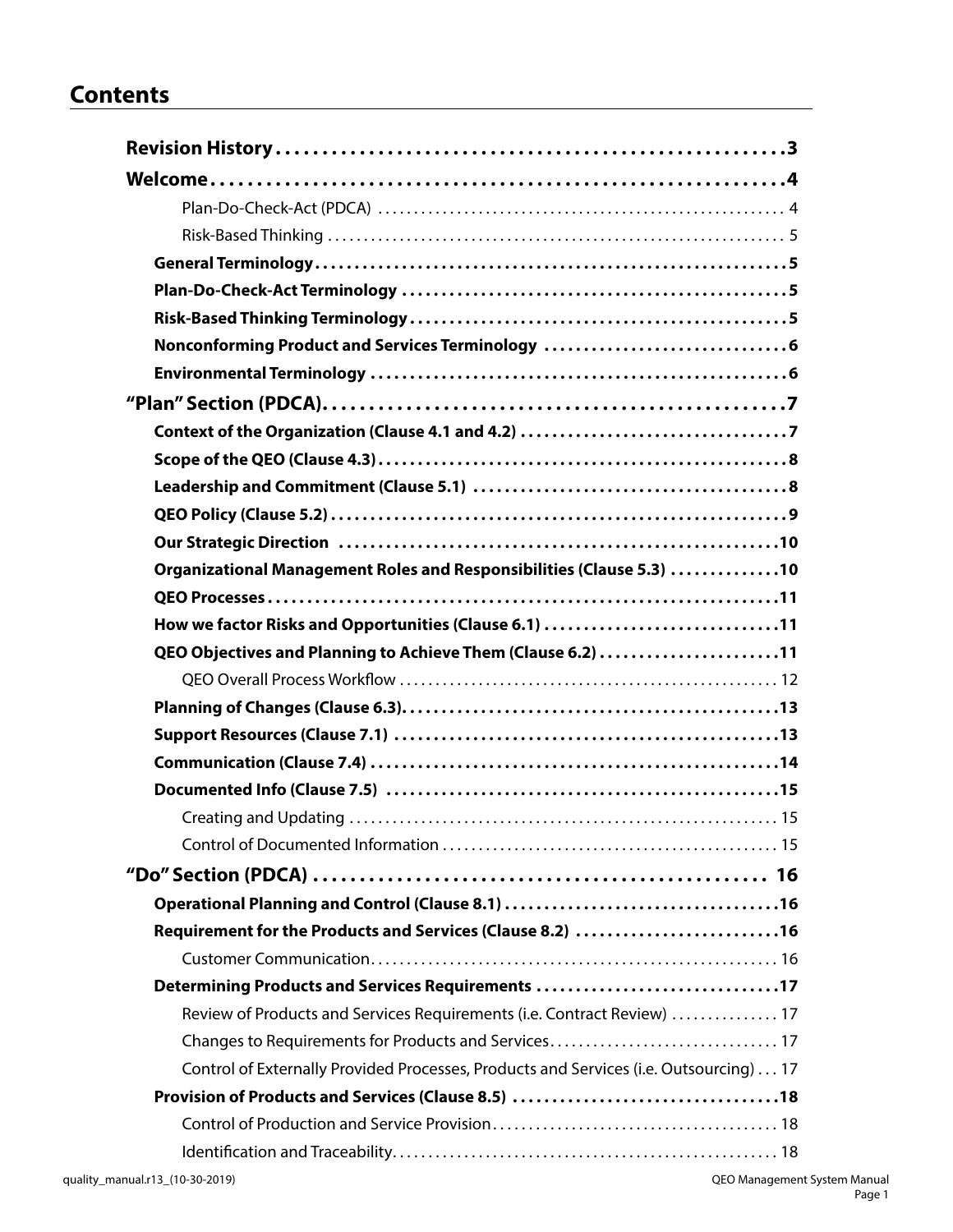# Contents

**Revision History** ..... **3**

**Welcome** ..... **4**

- Plan-Do-Check-Act (PDCA) ..... 4
- Risk-Based Thinking ..... 5

**General Terminology** ..... **5**

**Plan-Do-Check-Act Terminology** ..... **5**

**Risk-Based Thinking Terminology** ..... **5**

**Nonconforming Product and Services Terminology** ..... **6**

**Environmental Terminology** ..... **6**

**"Plan" Section (PDCA)** ..... **7**

**Context of the Organization (Clause 4.1 and 4.2)** ..... **7**

**Scope of the QEO (Clause 4.3)** ..... **8**

**Leadership and Commitment (Clause 5.1)** ..... **8**

**QEO Policy (Clause 5.2)** ..... **9**

**Our Strategic Direction** ..... **10**

**Organizational Management Roles and Responsibilities (Clause 5.3)** ..... **10**

**QEO Processes** ..... **11**

**How we factor Risks and Opportunities (Clause 6.1)** ..... **11**

**QEO Objectives and Planning to Achieve Them (Clause 6.2)** ..... **11**

- QEO Overall Process Workflow ..... 12

**Planning of Changes (Clause 6.3)** ..... **13**

**Support Resources (Clause 7.1)** ..... **13**

**Communication (Clause 7.4)** ..... **14**

**Documented Info (Clause 7.5)** ..... **15**

- Creating and Updating ..... 15
- Control of Documented Information ..... 15

**"Do" Section (PDCA)** ..... **16**

**Operational Planning and Control (Clause 8.1)** ..... **16**

**Requirement for the Products and Services (Clause 8.2)** ..... **16**

- Customer Communication ..... 16

**Determining Products and Services Requirements** ..... **17**

- Review of Products and Services Requirements (i.e. Contract Review) ..... 17
- Changes to Requirements for Products and Services ..... 17
- Control of Externally Provided Processes, Products and Services (i.e. Outsourcing) ..... 17

**Provision of Products and Services (Clause 8.5)** ..... **18**

- Control of Production and Service Provision ..... 18
- Identification and Traceability ..... 18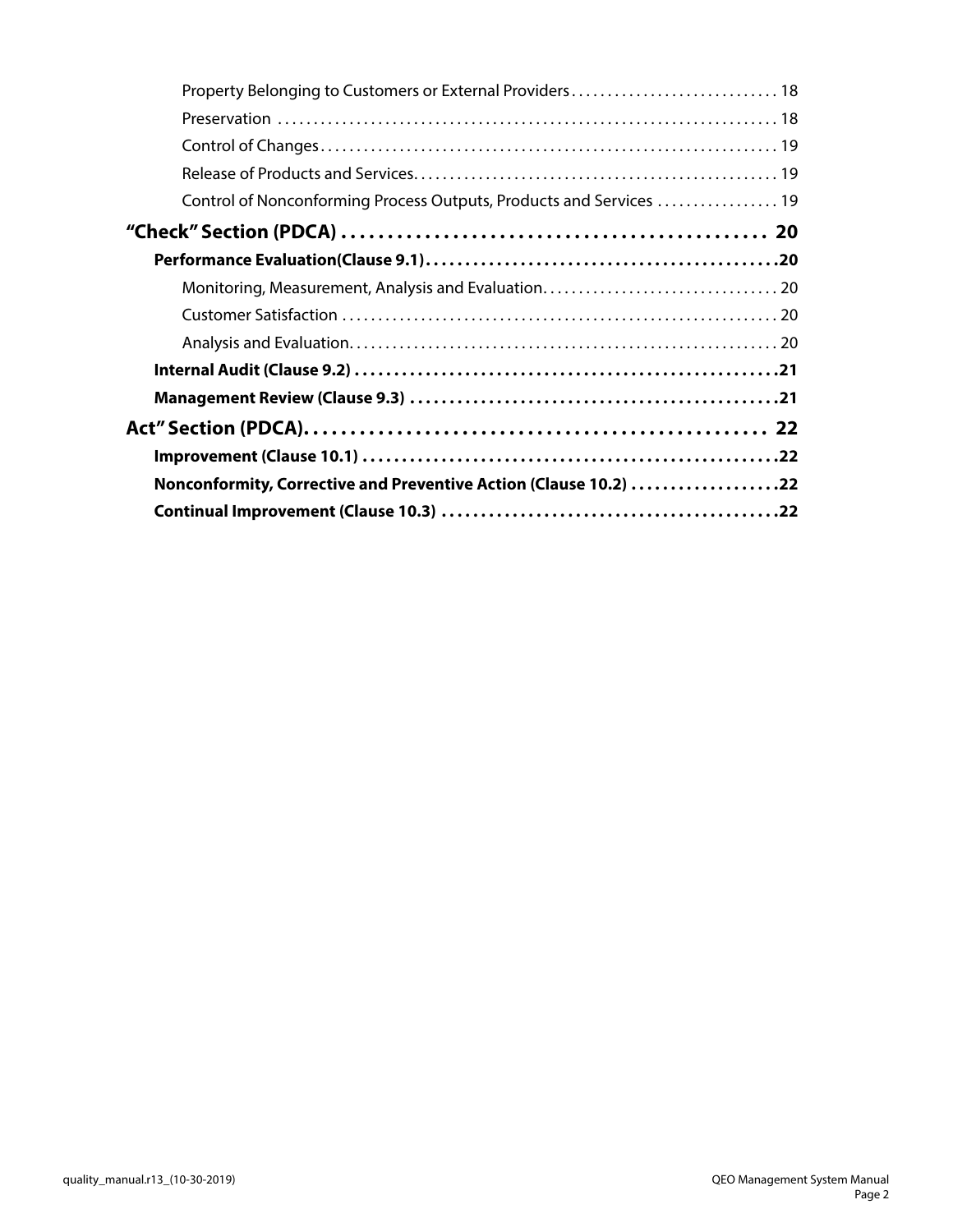Property Belonging to Customers or External Providers . . . . . . . . . . . . . . . . . . . . . . . . . . . . 18

Preservation . . . . . . . . . . . . . . . . . . . . . . . . . . . . . . . . . . . . . . . . . . . . . . . . . . . . . . . . . . . . . . . . . . . . 18

Control of Changes . . . . . . . . . . . . . . . . . . . . . . . . . . . . . . . . . . . . . . . . . . . . . . . . . . . . . . . . . . . . . . 19

Release of Products and Services . . . . . . . . . . . . . . . . . . . . . . . . . . . . . . . . . . . . . . . . . . . . . . . . . . 19

Control of Nonconforming Process Outputs, Products and Services . . . . . . . . . . . . . . . . . 19

**“Check” Section (PDCA) . . . . . . . . . . . . . . . . . . . . . . . . . . . . . . . . . . . . . . . . . . . . . 20**

**Performance Evaluation(Clause 9.1) . . . . . . . . . . . . . . . . . . . . . . . . . . . . . . . . . . . . . . . . . . . . 20**

Monitoring, Measurement, Analysis and Evaluation . . . . . . . . . . . . . . . . . . . . . . . . . . . . . . . . 20

Customer Satisfaction . . . . . . . . . . . . . . . . . . . . . . . . . . . . . . . . . . . . . . . . . . . . . . . . . . . . . . . . . . . 20

Analysis and Evaluation . . . . . . . . . . . . . . . . . . . . . . . . . . . . . . . . . . . . . . . . . . . . . . . . . . . . . . . . . . 20

**Internal Audit (Clause 9.2) . . . . . . . . . . . . . . . . . . . . . . . . . . . . . . . . . . . . . . . . . . . . . . . . . . . . 21**

**Management Review (Clause 9.3) . . . . . . . . . . . . . . . . . . . . . . . . . . . . . . . . . . . . . . . . . . . . . . . 21**

**Act” Section (PDCA) . . . . . . . . . . . . . . . . . . . . . . . . . . . . . . . . . . . . . . . . . . . . . . . . . 22**

**Improvement (Clause 10.1) . . . . . . . . . . . . . . . . . . . . . . . . . . . . . . . . . . . . . . . . . . . . . . . . . . . . 22**

**Nonconformity, Corrective and Preventive Action (Clause 10.2) . . . . . . . . . . . . . . . . . . 22**

**Continual Improvement (Clause 10.3) . . . . . . . . . . . . . . . . . . . . . . . . . . . . . . . . . . . . . . . . . . 22**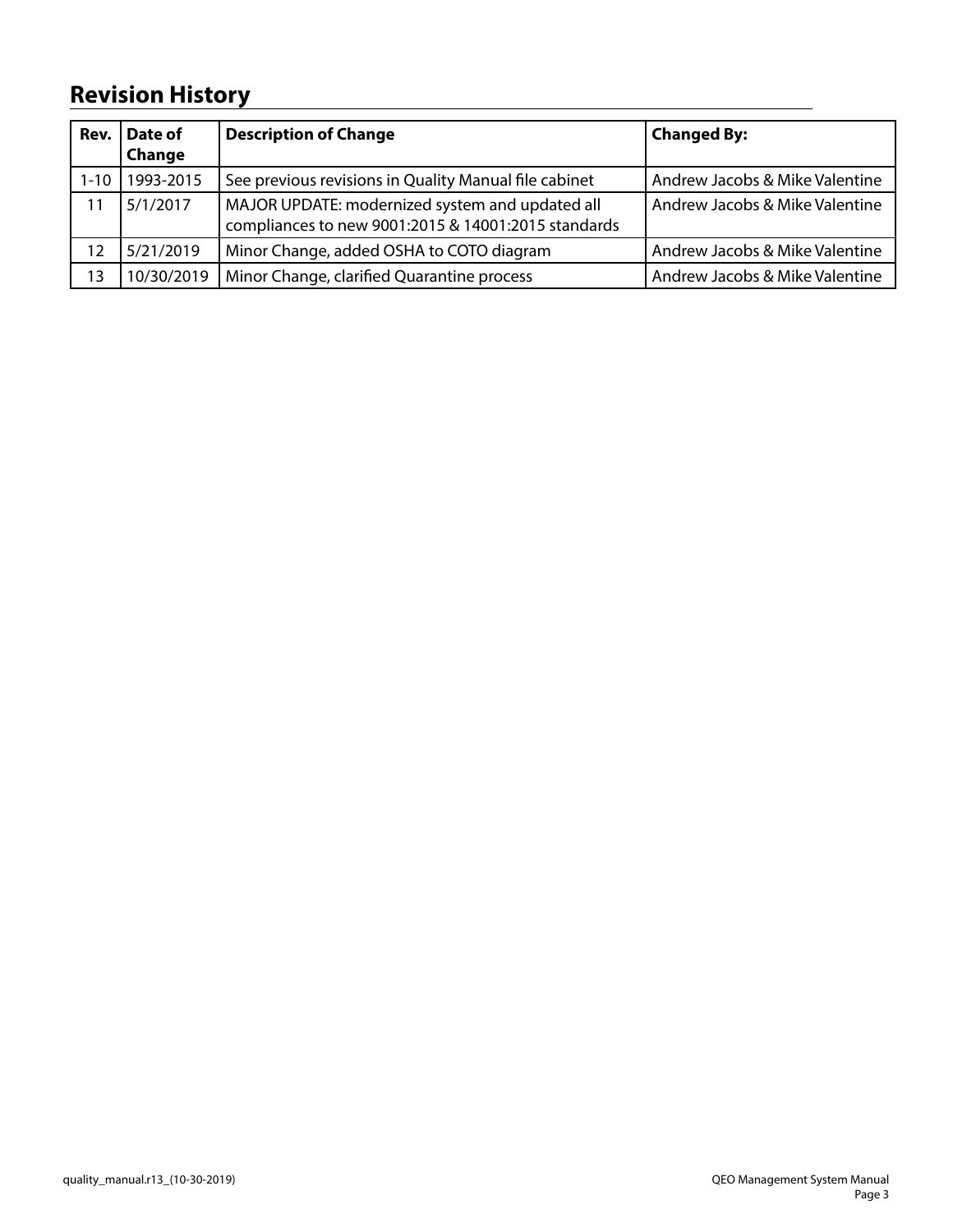## Revision History

| Rev. | Date of Change | Description of Change | Changed By: |
|---|---|---|---|
| 1-10 | 1993-2015 | See previous revisions in Quality Manual file cabinet | Andrew Jacobs & Mike Valentine |
| 11 | 5/1/2017 | MAJOR UPDATE: modernized system and updated all compliances to new 9001:2015 & 14001:2015 standards | Andrew Jacobs & Mike Valentine |
| 12 | 5/21/2019 | Minor Change, added OSHA to COTO diagram | Andrew Jacobs & Mike Valentine |
| 13 | 10/30/2019 | Minor Change, clarified Quarantine process | Andrew Jacobs & Mike Valentine |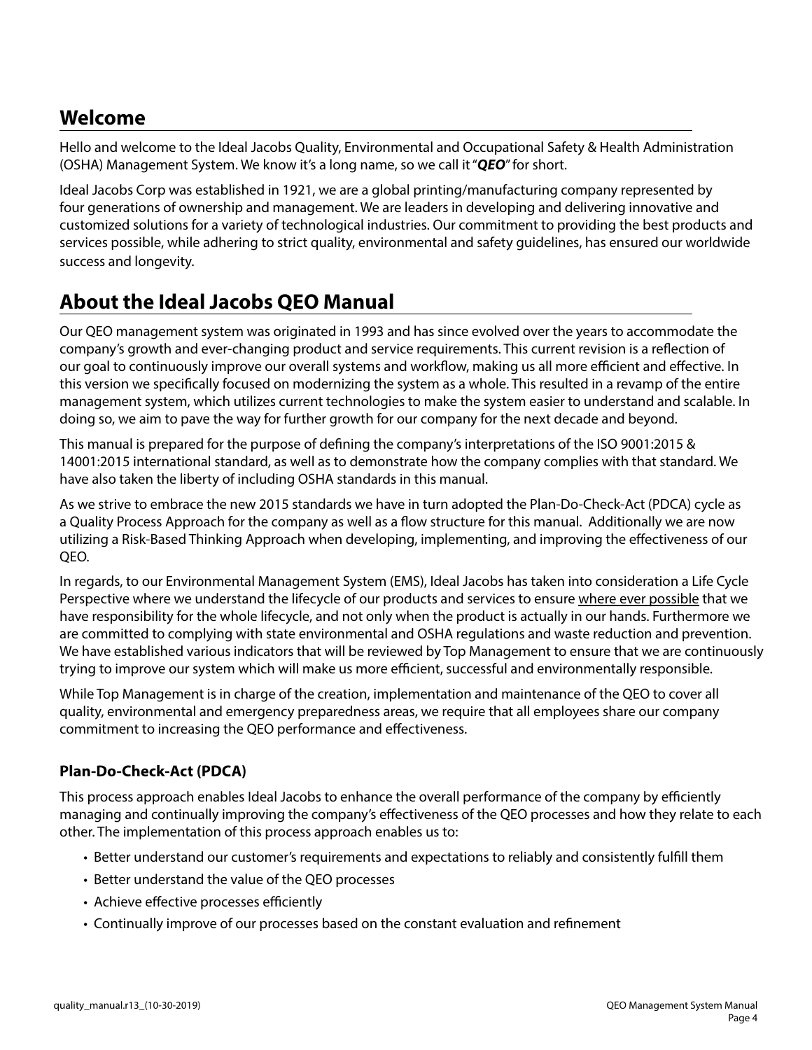## Welcome

Hello and welcome to the Ideal Jacobs Quality, Environmental and Occupational Safety & Health Administration (OSHA) Management System. We know it's a long name, so we call it "***QEO***" for short.

Ideal Jacobs Corp was established in 1921, we are a global printing/manufacturing company represented by four generations of ownership and management. We are leaders in developing and delivering innovative and customized solutions for a variety of technological industries. Our commitment to providing the best products and services possible, while adhering to strict quality, environmental and safety guidelines, has ensured our worldwide success and longevity.

## About the Ideal Jacobs QEO Manual

Our QEO management system was originated in 1993 and has since evolved over the years to accommodate the company's growth and ever-changing product and service requirements. This current revision is a reflection of our goal to continuously improve our overall systems and workflow, making us all more efficient and effective. In this version we specifically focused on modernizing the system as a whole. This resulted in a revamp of the entire management system, which utilizes current technologies to make the system easier to understand and scalable. In doing so, we aim to pave the way for further growth for our company for the next decade and beyond.

This manual is prepared for the purpose of defining the company's interpretations of the ISO 9001:2015 & 14001:2015 international standard, as well as to demonstrate how the company complies with that standard. We have also taken the liberty of including OSHA standards in this manual.

As we strive to embrace the new 2015 standards we have in turn adopted the Plan-Do-Check-Act (PDCA) cycle as a Quality Process Approach for the company as well as a flow structure for this manual. Additionally we are now utilizing a Risk-Based Thinking Approach when developing, implementing, and improving the effectiveness of our QEO.

In regards, to our Environmental Management System (EMS), Ideal Jacobs has taken into consideration a Life Cycle Perspective where we understand the lifecycle of our products and services to ensure <u>where ever possible</u> that we have responsibility for the whole lifecycle, and not only when the product is actually in our hands. Furthermore we are committed to complying with state environmental and OSHA regulations and waste reduction and prevention. We have established various indicators that will be reviewed by Top Management to ensure that we are continuously trying to improve our system which will make us more efficient, successful and environmentally responsible.

While Top Management is in charge of the creation, implementation and maintenance of the QEO to cover all quality, environmental and emergency preparedness areas, we require that all employees share our company commitment to increasing the QEO performance and effectiveness.

### Plan-Do-Check-Act (PDCA)

This process approach enables Ideal Jacobs to enhance the overall performance of the company by efficiently managing and continually improving the company's effectiveness of the QEO processes and how they relate to each other. The implementation of this process approach enables us to:

- Better understand our customer's requirements and expectations to reliably and consistently fulfill them
- Better understand the value of the QEO processes
- Achieve effective processes efficiently
- Continually improve of our processes based on the constant evaluation and refinement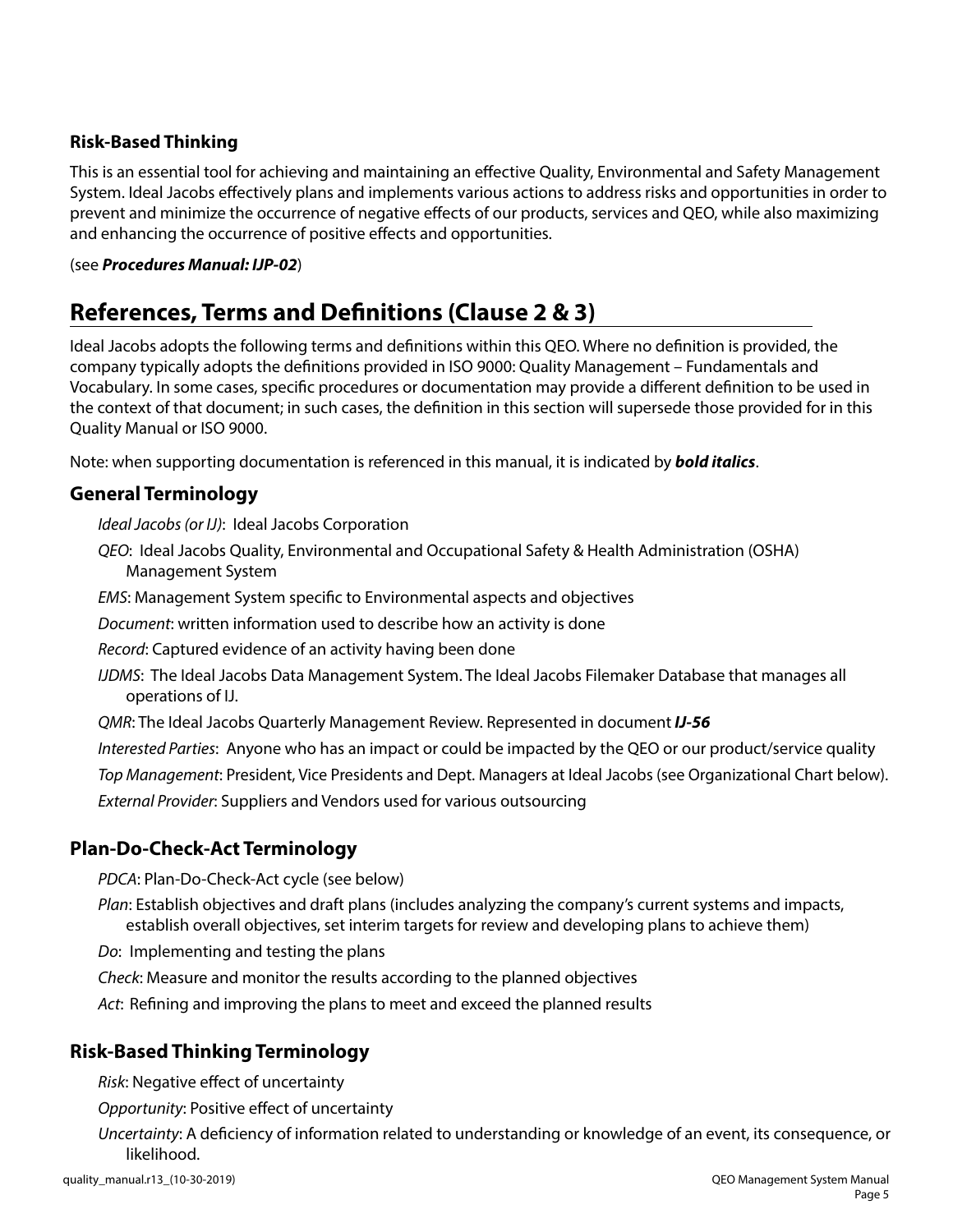### Risk-Based Thinking

This is an essential tool for achieving and maintaining an effective Quality, Environmental and Safety Management System. Ideal Jacobs effectively plans and implements various actions to address risks and opportunities in order to prevent and minimize the occurrence of negative effects of our products, services and QEO, while also maximizing and enhancing the occurrence of positive effects and opportunities.

(see ***Procedures Manual: IJP-02***)

## References, Terms and Definitions (Clause 2 & 3)

Ideal Jacobs adopts the following terms and definitions within this QEO. Where no definition is provided, the company typically adopts the definitions provided in ISO 9000: Quality Management – Fundamentals and Vocabulary. In some cases, specific procedures or documentation may provide a different definition to be used in the context of that document; in such cases, the definition in this section will supersede those provided for in this Quality Manual or ISO 9000.

Note: when supporting documentation is referenced in this manual, it is indicated by ***bold italics***.

### General Terminology

*Ideal Jacobs (or IJ)*: Ideal Jacobs Corporation

*QEO*: Ideal Jacobs Quality, Environmental and Occupational Safety & Health Administration (OSHA) Management System

*EMS*: Management System specific to Environmental aspects and objectives

*Document*: written information used to describe how an activity is done

*Record*: Captured evidence of an activity having been done

*IJDMS*: The Ideal Jacobs Data Management System. The Ideal Jacobs Filemaker Database that manages all operations of IJ.

*QMR*: The Ideal Jacobs Quarterly Management Review. Represented in document ***IJ-56***

*Interested Parties*: Anyone who has an impact or could be impacted by the QEO or our product/service quality

*Top Management*: President, Vice Presidents and Dept. Managers at Ideal Jacobs (see Organizational Chart below).

*External Provider*: Suppliers and Vendors used for various outsourcing

### Plan-Do-Check-Act Terminology

*PDCA*: Plan-Do-Check-Act cycle (see below)

*Plan*: Establish objectives and draft plans (includes analyzing the company's current systems and impacts, establish overall objectives, set interim targets for review and developing plans to achieve them)

*Do*: Implementing and testing the plans

*Check*: Measure and monitor the results according to the planned objectives

*Act*: Refining and improving the plans to meet and exceed the planned results

### Risk-Based Thinking Terminology

*Risk*: Negative effect of uncertainty

*Opportunity*: Positive effect of uncertainty

*Uncertainty*: A deficiency of information related to understanding or knowledge of an event, its consequence, or likelihood.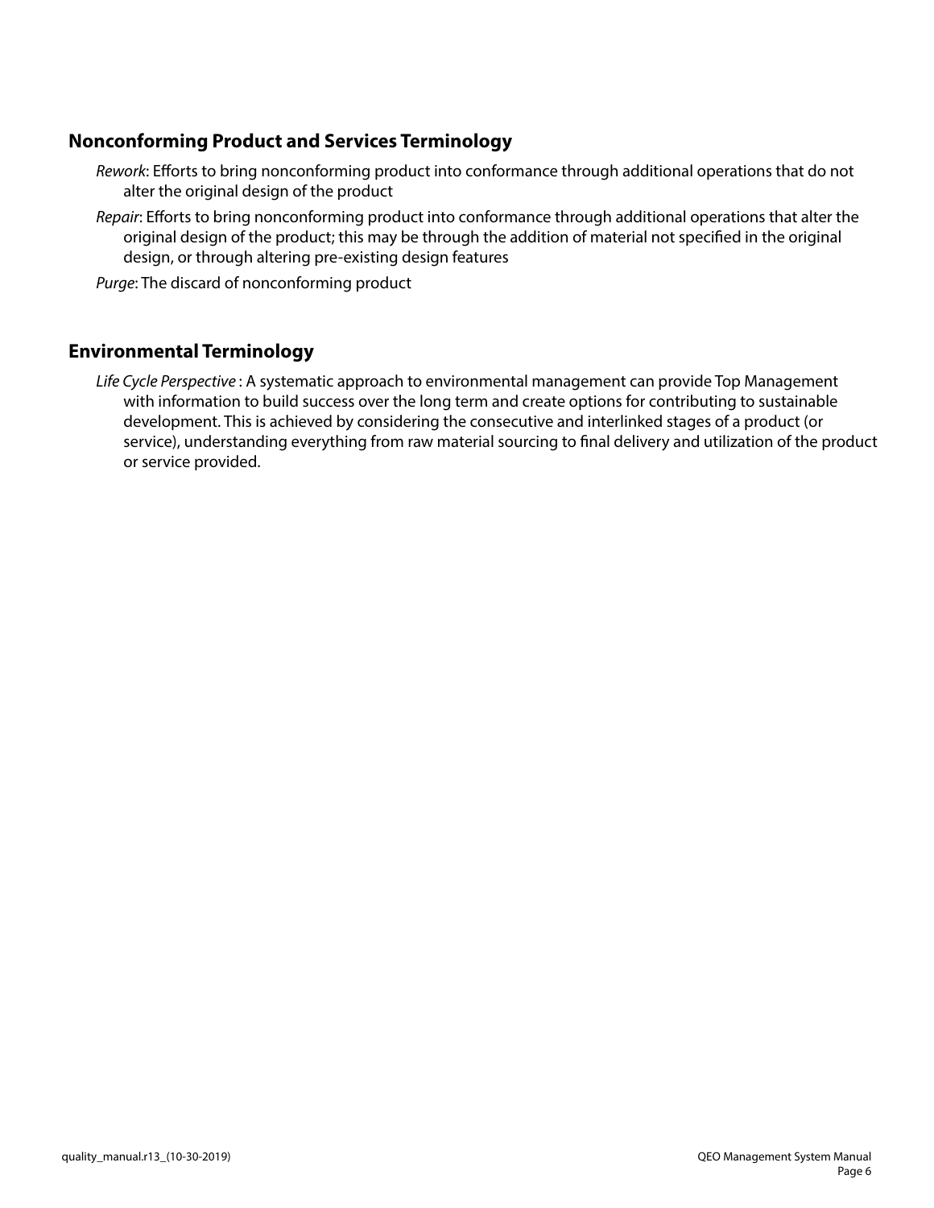## Nonconforming Product and Services Terminology

*Rework*: Efforts to bring nonconforming product into conformance through additional operations that do not alter the original design of the product

*Repair*: Efforts to bring nonconforming product into conformance through additional operations that alter the original design of the product; this may be through the addition of material not specified in the original design, or through altering pre-existing design features

*Purge*: The discard of nonconforming product

## Environmental Terminology

*Life Cycle Perspective* : A systematic approach to environmental management can provide Top Management with information to build success over the long term and create options for contributing to sustainable development. This is achieved by considering the consecutive and interlinked stages of a product (or service), understanding everything from raw material sourcing to final delivery and utilization of the product or service provided.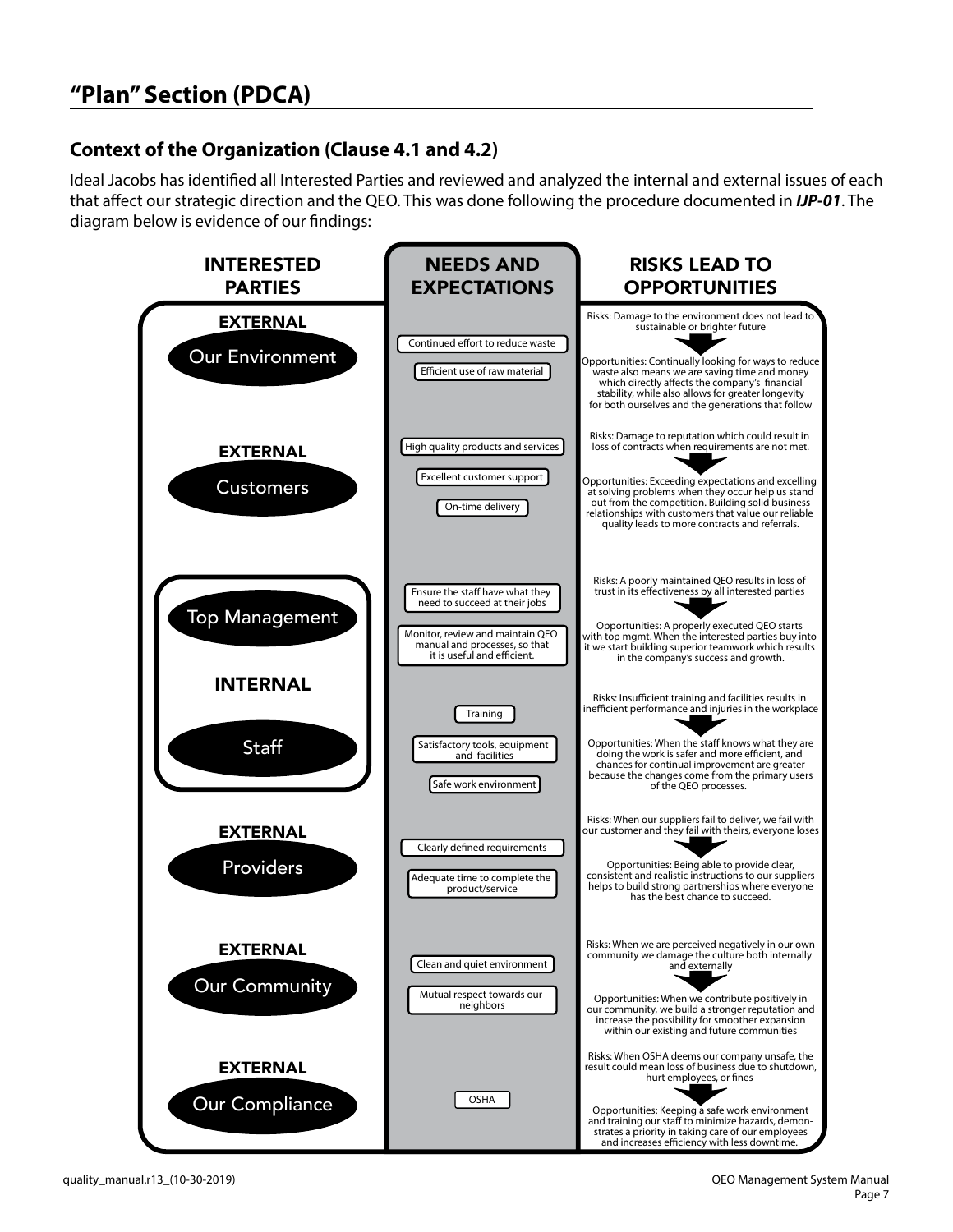## "Plan" Section (PDCA)

### Context of the Organization (Clause 4.1 and 4.2)

Ideal Jacobs has identified all Interested Parties and reviewed and analyzed the internal and external issues of each that affect our strategic direction and the QEO. This was done following the procedure documented in ***IJP-01***. The diagram below is evidence of our findings:

| INTERESTED PARTIES | NEEDS AND EXPECTATIONS | RISKS LEAD TO OPPORTUNITIES |
|---|---|---|
| EXTERNAL<br>Our Environment | Continued effort to reduce waste<br>Efficient use of raw material | Risks: Damage to the environment does not lead to sustainable or brighter future<br>Opportunities: Continually looking for ways to reduce waste also means we are saving time and money which directly affects the company's financial stability, while also allows for greater longevity for both ourselves and the generations that follow |
| EXTERNAL<br>Customers | High quality products and services<br>Excellent customer support<br>On-time delivery | Risks: Damage to reputation which could result in loss of contracts when requirements are not met.<br>Opportunities: Exceeding expectations and excelling at solving problems when they occur help us stand out from the competition. Building solid business relationships with customers that value our reliable quality leads to more contracts and referrals. |
| INTERNAL<br>Top Management | Ensure the staff have what they need to succeed at their jobs<br>Monitor, review and maintain QEO manual and processes, so that it is useful and efficient. | Risks: A poorly maintained QEO results in loss of trust in its effectiveness by all interested parties<br>Opportunities: A properly executed QEO starts with top mgmt. When the interested parties buy into it we start building superior teamwork which results in the company's success and growth. |
| INTERNAL<br>Staff | Training<br>Satisfactory tools, equipment and facilities<br>Safe work environment | Risks: Insufficient training and facilities results in inefficient performance and injuries in the workplace<br>Opportunities: When the staff knows what they are doing the work is safer and more efficient, and chances for continual improvement are greater because the changes come from the primary users of the QEO processes. |
| EXTERNAL<br>Providers | Clearly defined requirements<br>Adequate time to complete the product/service | Risks: When our suppliers fail to deliver, we fail with our customer and they fail with theirs, everyone loses<br>Opportunities: Being able to provide clear, consistent and realistic instructions to our suppliers helps to build strong partnerships where everyone has the best chance to succeed. |
| EXTERNAL<br>Our Community | Clean and quiet environment<br>Mutual respect towards our neighbors | Risks: When we are perceived negatively in our own community we damage the culture both internally and externally<br>Opportunities: When we contribute positively in our community, we build a stronger reputation and increase the possibility for smoother expansion within our existing and future communities |
| EXTERNAL<br>Our Compliance | OSHA | Risks: When OSHA deems our company unsafe, the result could mean loss of business due to shutdown, hurt employees, or fines<br>Opportunities: Keeping a safe work environment and training our staff to minimize hazards, demonstrates a priority in taking care of our employees and increases efficiency with less downtime. |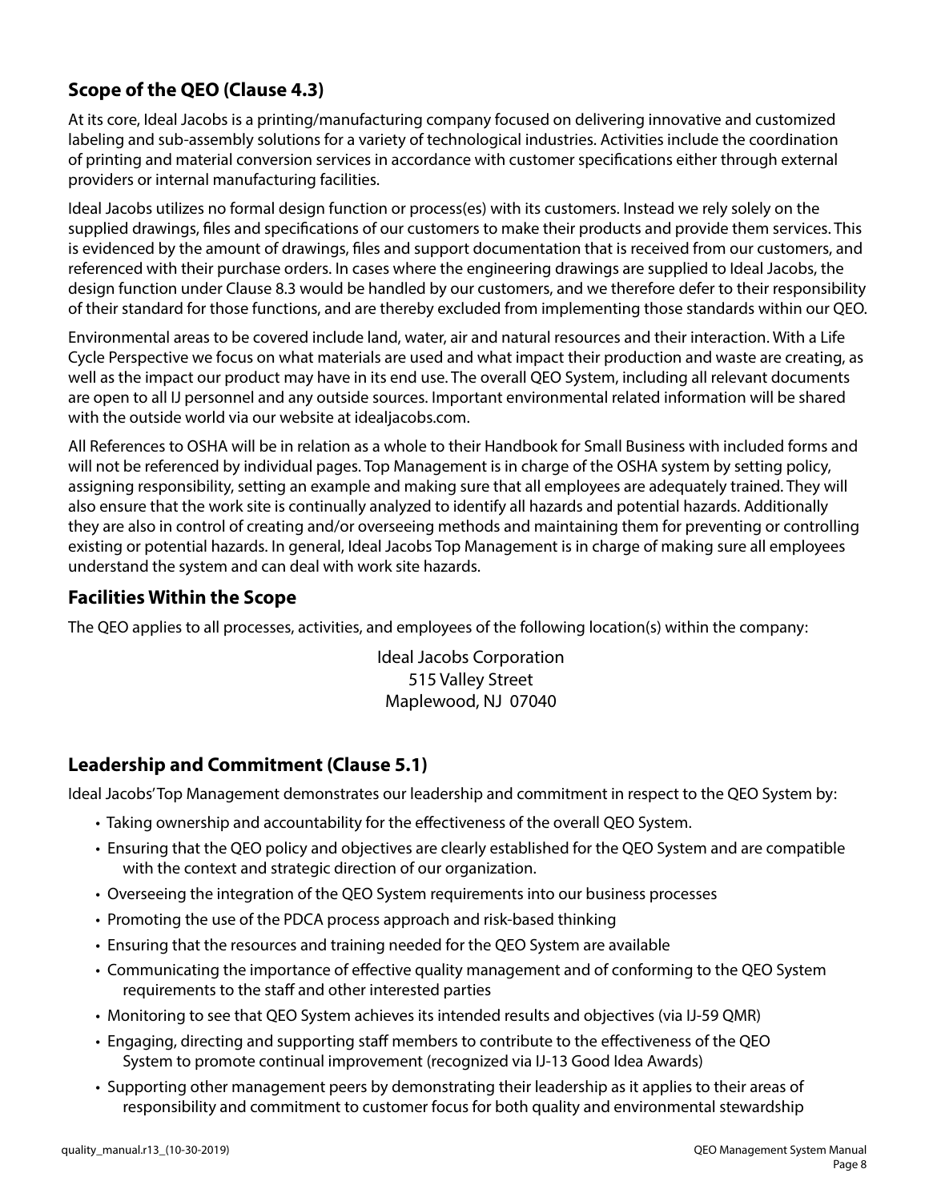## Scope of the QEO (Clause 4.3)

At its core, Ideal Jacobs is a printing/manufacturing company focused on delivering innovative and customized labeling and sub-assembly solutions for a variety of technological industries. Activities include the coordination of printing and material conversion services in accordance with customer specifications either through external providers or internal manufacturing facilities.

Ideal Jacobs utilizes no formal design function or process(es) with its customers. Instead we rely solely on the supplied drawings, files and specifications of our customers to make their products and provide them services. This is evidenced by the amount of drawings, files and support documentation that is received from our customers, and referenced with their purchase orders. In cases where the engineering drawings are supplied to Ideal Jacobs, the design function under Clause 8.3 would be handled by our customers, and we therefore defer to their responsibility of their standard for those functions, and are thereby excluded from implementing those standards within our QEO.

Environmental areas to be covered include land, water, air and natural resources and their interaction. With a Life Cycle Perspective we focus on what materials are used and what impact their production and waste are creating, as well as the impact our product may have in its end use. The overall QEO System, including all relevant documents are open to all IJ personnel and any outside sources. Important environmental related information will be shared with the outside world via our website at idealjacobs.com.

All References to OSHA will be in relation as a whole to their Handbook for Small Business with included forms and will not be referenced by individual pages. Top Management is in charge of the OSHA system by setting policy, assigning responsibility, setting an example and making sure that all employees are adequately trained. They will also ensure that the work site is continually analyzed to identify all hazards and potential hazards. Additionally they are also in control of creating and/or overseeing methods and maintaining them for preventing or controlling existing or potential hazards. In general, Ideal Jacobs Top Management is in charge of making sure all employees understand the system and can deal with work site hazards.

## Facilities Within the Scope

The QEO applies to all processes, activities, and employees of the following location(s) within the company:

Ideal Jacobs Corporation
515 Valley Street
Maplewood, NJ 07040

## Leadership and Commitment (Clause 5.1)

Ideal Jacobs' Top Management demonstrates our leadership and commitment in respect to the QEO System by:

- Taking ownership and accountability for the effectiveness of the overall QEO System.
- Ensuring that the QEO policy and objectives are clearly established for the QEO System and are compatible with the context and strategic direction of our organization.
- Overseeing the integration of the QEO System requirements into our business processes
- Promoting the use of the PDCA process approach and risk-based thinking
- Ensuring that the resources and training needed for the QEO System are available
- Communicating the importance of effective quality management and of conforming to the QEO System requirements to the staff and other interested parties
- Monitoring to see that QEO System achieves its intended results and objectives (via IJ-59 QMR)
- Engaging, directing and supporting staff members to contribute to the effectiveness of the QEO System to promote continual improvement (recognized via IJ-13 Good Idea Awards)
- Supporting other management peers by demonstrating their leadership as it applies to their areas of responsibility and commitment to customer focus for both quality and environmental stewardship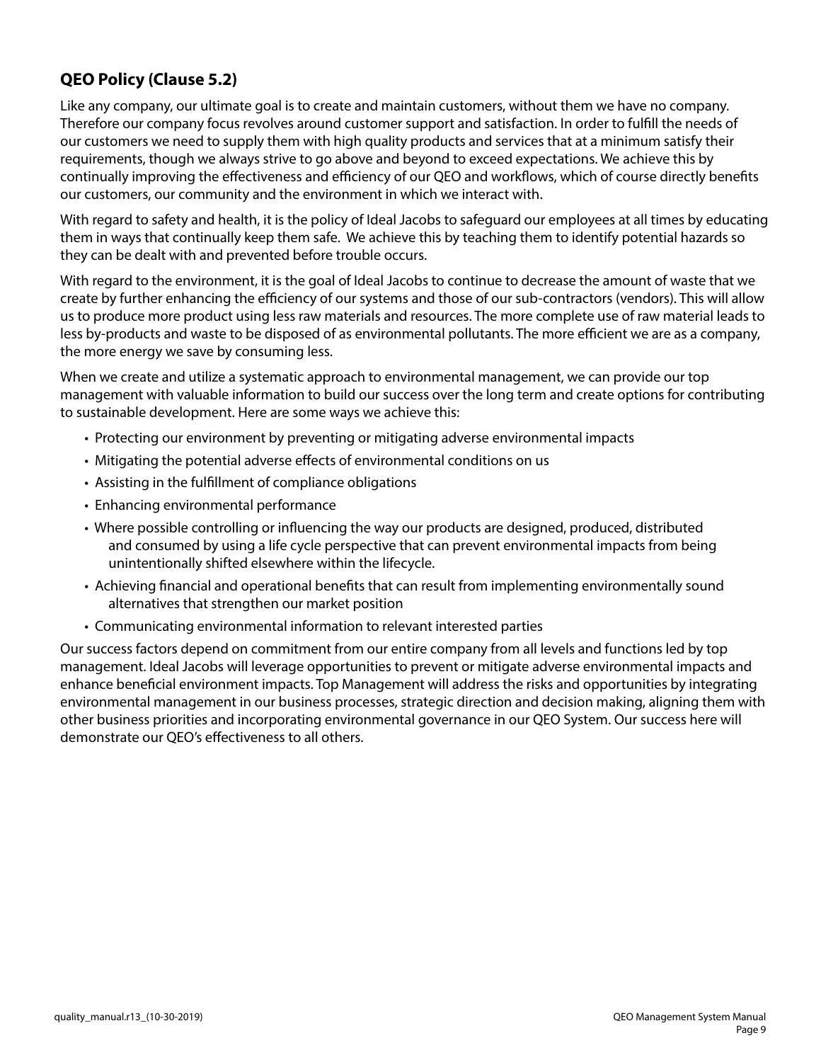## QEO Policy (Clause 5.2)

Like any company, our ultimate goal is to create and maintain customers, without them we have no company. Therefore our company focus revolves around customer support and satisfaction. In order to fulfill the needs of our customers we need to supply them with high quality products and services that at a minimum satisfy their requirements, though we always strive to go above and beyond to exceed expectations. We achieve this by continually improving the effectiveness and efficiency of our QEO and workflows, which of course directly benefits our customers, our community and the environment in which we interact with.

With regard to safety and health, it is the policy of Ideal Jacobs to safeguard our employees at all times by educating them in ways that continually keep them safe. We achieve this by teaching them to identify potential hazards so they can be dealt with and prevented before trouble occurs.

With regard to the environment, it is the goal of Ideal Jacobs to continue to decrease the amount of waste that we create by further enhancing the efficiency of our systems and those of our sub-contractors (vendors). This will allow us to produce more product using less raw materials and resources. The more complete use of raw material leads to less by-products and waste to be disposed of as environmental pollutants. The more efficient we are as a company, the more energy we save by consuming less.

When we create and utilize a systematic approach to environmental management, we can provide our top management with valuable information to build our success over the long term and create options for contributing to sustainable development. Here are some ways we achieve this:

- Protecting our environment by preventing or mitigating adverse environmental impacts
- Mitigating the potential adverse effects of environmental conditions on us
- Assisting in the fulfillment of compliance obligations
- Enhancing environmental performance
- Where possible controlling or influencing the way our products are designed, produced, distributed and consumed by using a life cycle perspective that can prevent environmental impacts from being unintentionally shifted elsewhere within the lifecycle.
- Achieving financial and operational benefits that can result from implementing environmentally sound alternatives that strengthen our market position
- Communicating environmental information to relevant interested parties

Our success factors depend on commitment from our entire company from all levels and functions led by top management. Ideal Jacobs will leverage opportunities to prevent or mitigate adverse environmental impacts and enhance beneficial environment impacts. Top Management will address the risks and opportunities by integrating environmental management in our business processes, strategic direction and decision making, aligning them with other business priorities and incorporating environmental governance in our QEO System. Our success here will demonstrate our QEO's effectiveness to all others.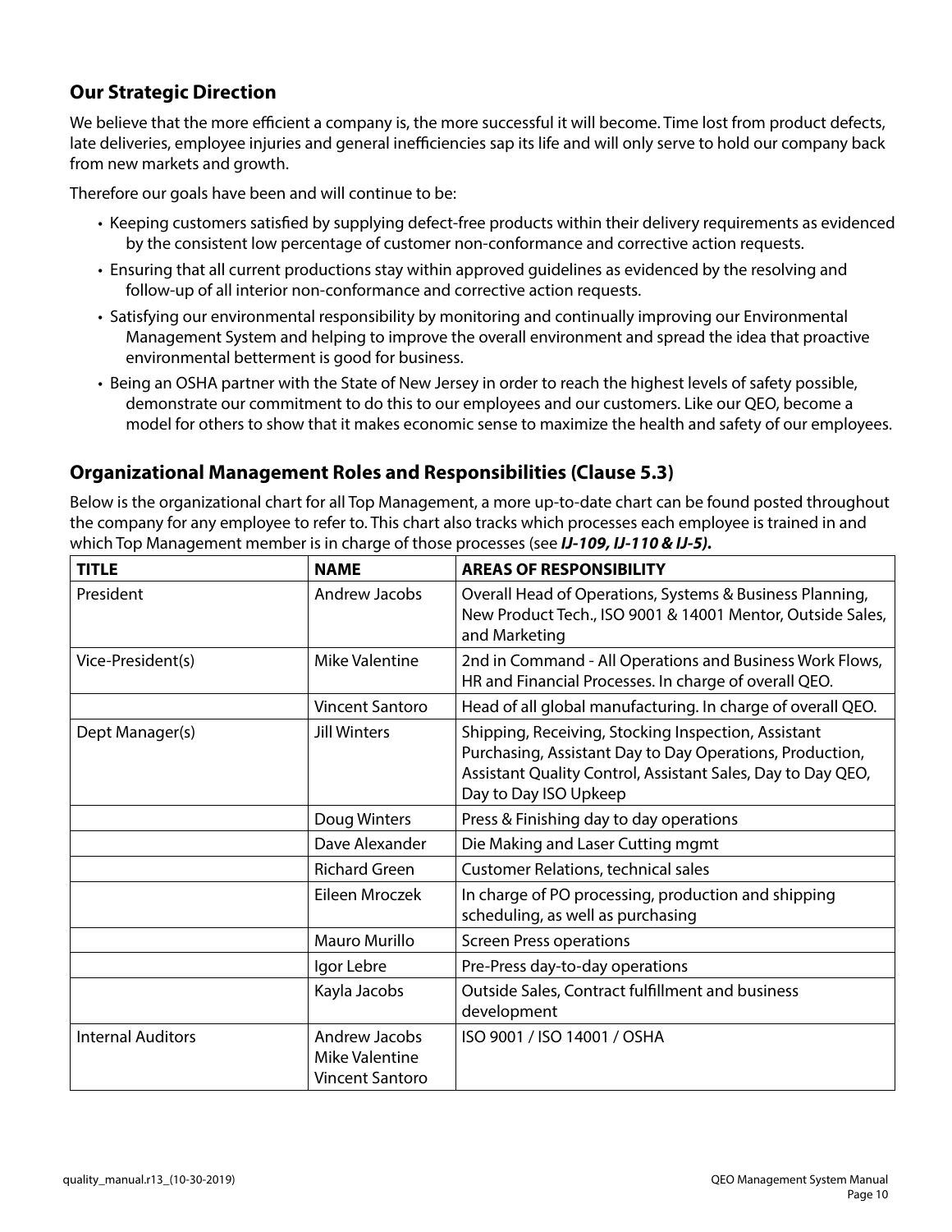## Our Strategic Direction

We believe that the more efficient a company is, the more successful it will become. Time lost from product defects, late deliveries, employee injuries and general inefficiencies sap its life and will only serve to hold our company back from new markets and growth.

Therefore our goals have been and will continue to be:

- Keeping customers satisfied by supplying defect-free products within their delivery requirements as evidenced by the consistent low percentage of customer non-conformance and corrective action requests.
- Ensuring that all current productions stay within approved guidelines as evidenced by the resolving and follow-up of all interior non-conformance and corrective action requests.
- Satisfying our environmental responsibility by monitoring and continually improving our Environmental Management System and helping to improve the overall environment and spread the idea that proactive environmental betterment is good for business.
- Being an OSHA partner with the State of New Jersey in order to reach the highest levels of safety possible, demonstrate our commitment to do this to our employees and our customers. Like our QEO, become a model for others to show that it makes economic sense to maximize the health and safety of our employees.

## Organizational Management Roles and Responsibilities (Clause 5.3)

Below is the organizational chart for all Top Management, a more up-to-date chart can be found posted throughout the company for any employee to refer to. This chart also tracks which processes each employee is trained in and which Top Management member is in charge of those processes (see ***IJ-109, IJ-110 & IJ-5).***

| TITLE | NAME | AREAS OF RESPONSIBILITY |
|---|---|---|
| President | Andrew Jacobs | Overall Head of Operations, Systems & Business Planning, New Product Tech., ISO 9001 & 14001 Mentor, Outside Sales, and Marketing |
| Vice-President(s) | Mike Valentine | 2nd in Command - All Operations and Business Work Flows, HR and Financial Processes. In charge of overall QEO. |
| | Vincent Santoro | Head of all global manufacturing. In charge of overall QEO. |
| Dept Manager(s) | Jill Winters | Shipping, Receiving, Stocking Inspection, Assistant Purchasing, Assistant Day to Day Operations, Production, Assistant Quality Control, Assistant Sales, Day to Day QEO, Day to Day ISO Upkeep |
| | Doug Winters | Press & Finishing day to day operations |
| | Dave Alexander | Die Making and Laser Cutting mgmt |
| | Richard Green | Customer Relations, technical sales |
| | Eileen Mroczek | In charge of PO processing, production and shipping scheduling, as well as purchasing |
| | Mauro Murillo | Screen Press operations |
| | Igor Lebre | Pre-Press day-to-day operations |
| | Kayla Jacobs | Outside Sales, Contract fulfillment and business development |
| Internal Auditors | Andrew Jacobs<br>Mike Valentine<br>Vincent Santoro | ISO 9001 / ISO 14001 / OSHA |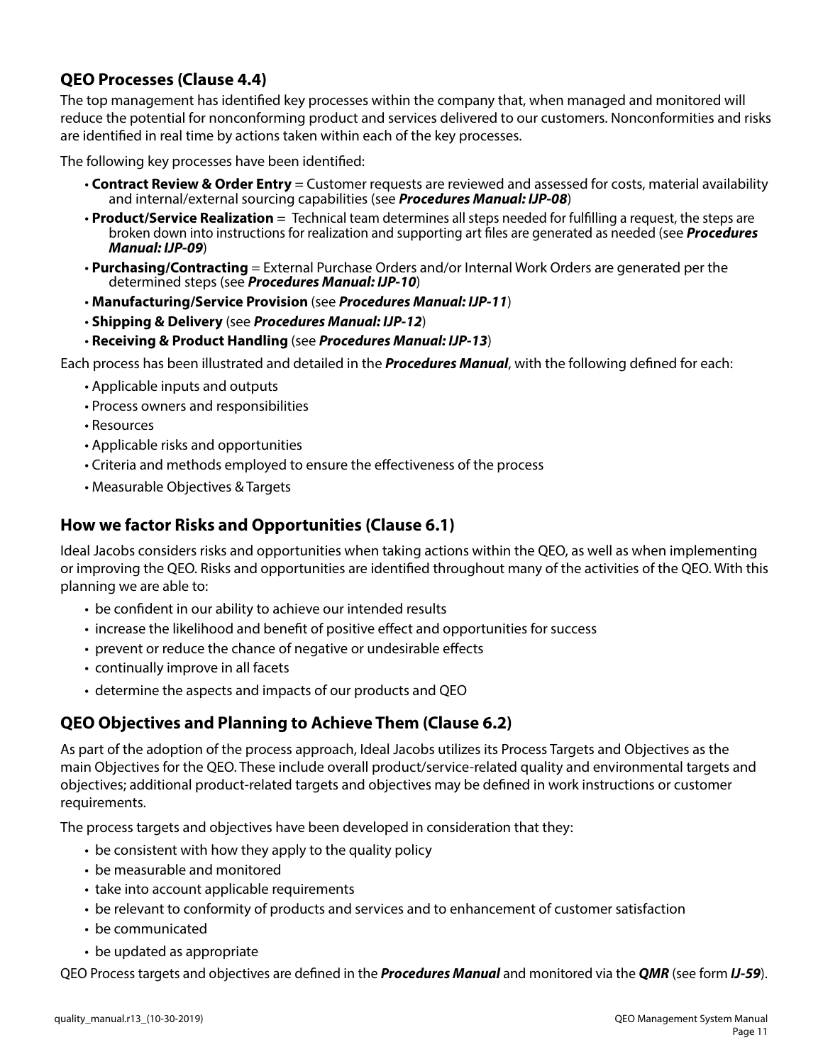## QEO Processes (Clause 4.4)

The top management has identified key processes within the company that, when managed and monitored will reduce the potential for nonconforming product and services delivered to our customers. Nonconformities and risks are identified in real time by actions taken within each of the key processes.

The following key processes have been identified:

- **Contract Review & Order Entry** = Customer requests are reviewed and assessed for costs, material availability and internal/external sourcing capabilities (see ***Procedures Manual: IJP-08***)
- **Product/Service Realization** = Technical team determines all steps needed for fulfilling a request, the steps are broken down into instructions for realization and supporting art files are generated as needed (see ***Procedures Manual: IJP-09***)
- **Purchasing/Contracting** = External Purchase Orders and/or Internal Work Orders are generated per the determined steps (see ***Procedures Manual: IJP-10***)
- **Manufacturing/Service Provision** (see ***Procedures Manual: IJP-11***)
- **Shipping & Delivery** (see ***Procedures Manual: IJP-12***)
- **Receiving & Product Handling** (see ***Procedures Manual: IJP-13***)

Each process has been illustrated and detailed in the ***Procedures Manual***, with the following defined for each:

- Applicable inputs and outputs
- Process owners and responsibilities
- Resources
- Applicable risks and opportunities
- Criteria and methods employed to ensure the effectiveness of the process
- Measurable Objectives & Targets

## How we factor Risks and Opportunities (Clause 6.1)

Ideal Jacobs considers risks and opportunities when taking actions within the QEO, as well as when implementing or improving the QEO. Risks and opportunities are identified throughout many of the activities of the QEO. With this planning we are able to:

- be confident in our ability to achieve our intended results
- increase the likelihood and benefit of positive effect and opportunities for success
- prevent or reduce the chance of negative or undesirable effects
- continually improve in all facets
- determine the aspects and impacts of our products and QEO

## QEO Objectives and Planning to Achieve Them (Clause 6.2)

As part of the adoption of the process approach, Ideal Jacobs utilizes its Process Targets and Objectives as the main Objectives for the QEO. These include overall product/service-related quality and environmental targets and objectives; additional product-related targets and objectives may be defined in work instructions or customer requirements.

The process targets and objectives have been developed in consideration that they:

- be consistent with how they apply to the quality policy
- be measurable and monitored
- take into account applicable requirements
- be relevant to conformity of products and services and to enhancement of customer satisfaction
- be communicated
- be updated as appropriate

QEO Process targets and objectives are defined in the ***Procedures Manual*** and monitored via the ***QMR*** (see form ***IJ-59***).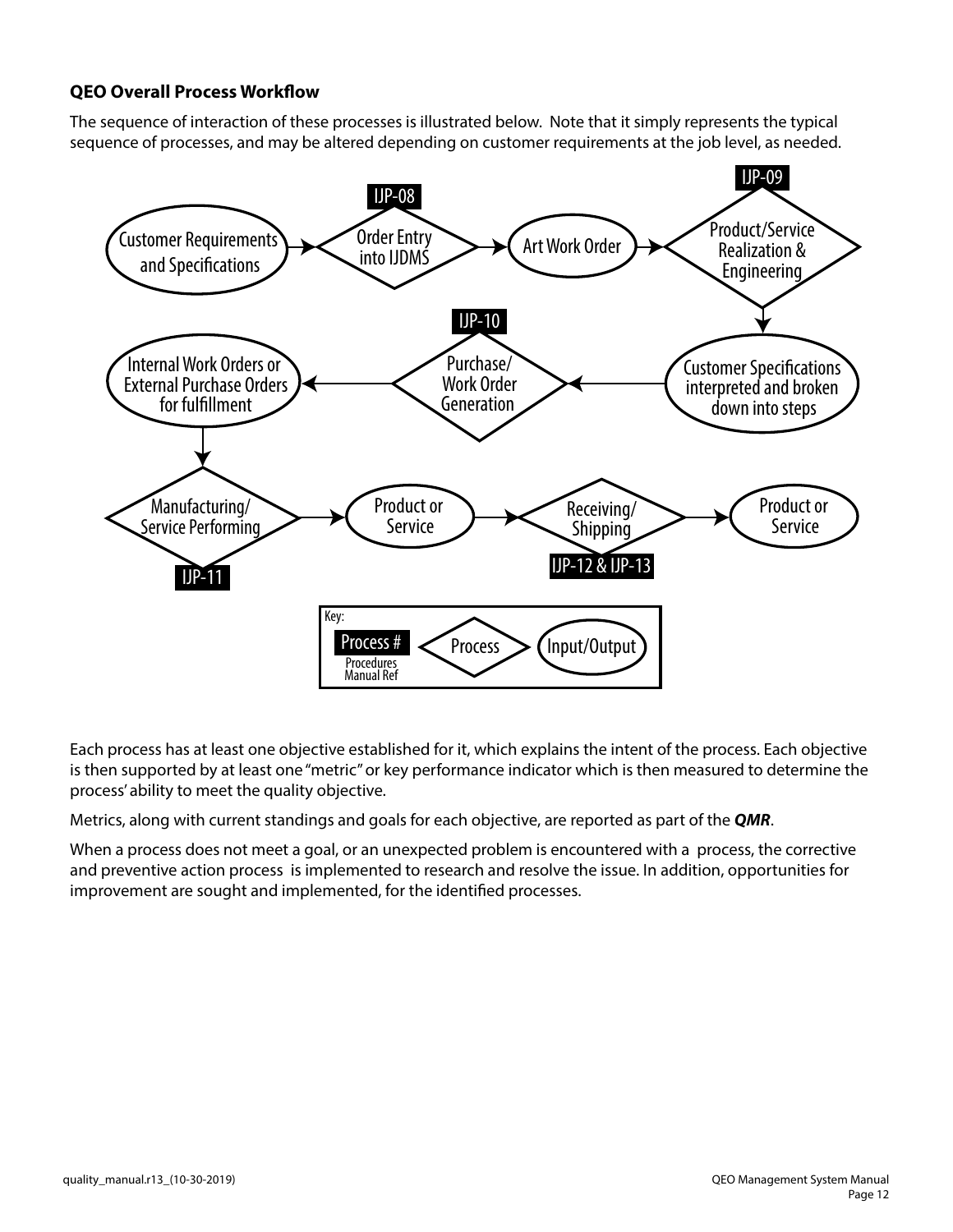### QEO Overall Process Workflow

The sequence of interaction of these processes is illustrated below. Note that it simply represents the typical sequence of processes, and may be altered depending on customer requirements at the job level, as needed.

Customer Requirements and Specifications → Order Entry into IJDMS (IJP-08) → Art Work Order → Product/Service Realization & Engineering (IJP-09) → Customer Specifications interpreted and broken down into steps → Purchase/ Work Order Generation (IJP-10) → Internal Work Orders or External Purchase Orders for fulfillment → Manufacturing/ Service Performing (IJP-11) → Product or Service → Receiving/ Shipping (IJP-12 & IJP-13) → Product or Service

Key: Process # (Procedures Manual Ref) | Process | Input/Output

Each process has at least one objective established for it, which explains the intent of the process. Each objective is then supported by at least one "metric" or key performance indicator which is then measured to determine the process' ability to meet the quality objective.

Metrics, along with current standings and goals for each objective, are reported as part of the ***QMR***.

When a process does not meet a goal, or an unexpected problem is encountered with a process, the corrective and preventive action process is implemented to research and resolve the issue. In addition, opportunities for improvement are sought and implemented, for the identified processes.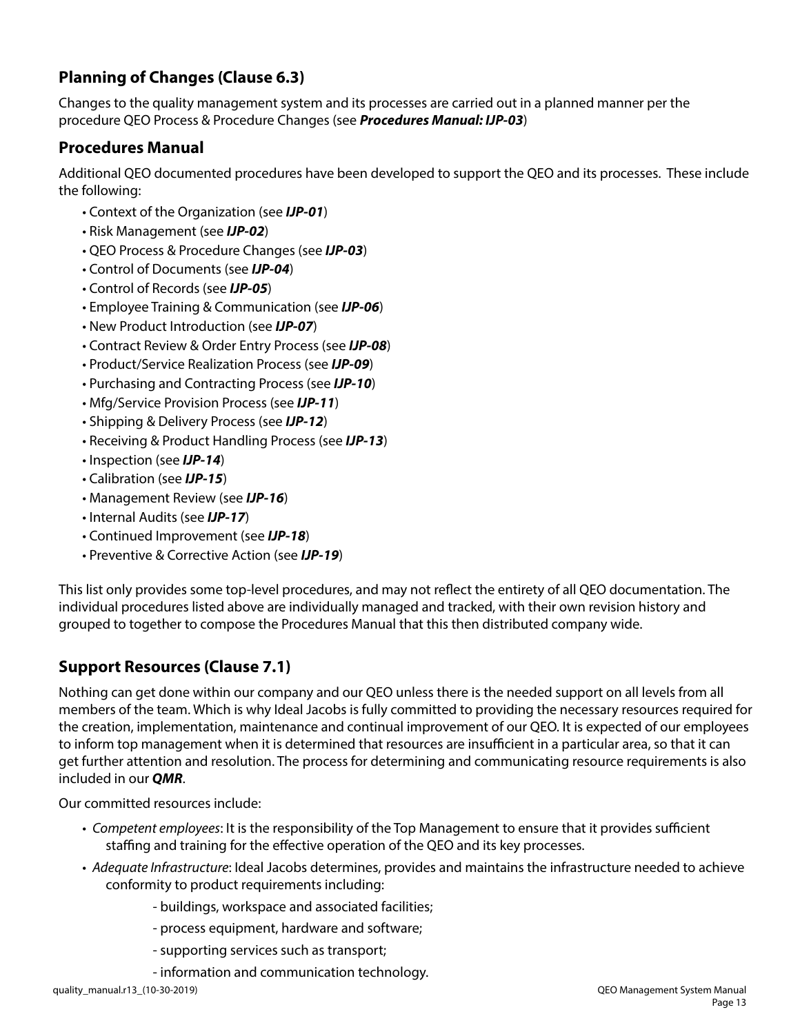## Planning of Changes (Clause 6.3)

Changes to the quality management system and its processes are carried out in a planned manner per the procedure QEO Process & Procedure Changes (see ***Procedures Manual: IJP-03***)

## Procedures Manual

Additional QEO documented procedures have been developed to support the QEO and its processes. These include the following:

- Context of the Organization (see ***IJP-01***)
- Risk Management (see ***IJP-02***)
- QEO Process & Procedure Changes (see ***IJP-03***)
- Control of Documents (see ***IJP-04***)
- Control of Records (see ***IJP-05***)
- Employee Training & Communication (see ***IJP-06***)
- New Product Introduction (see ***IJP-07***)
- Contract Review & Order Entry Process (see ***IJP-08***)
- Product/Service Realization Process (see ***IJP-09***)
- Purchasing and Contracting Process (see ***IJP-10***)
- Mfg/Service Provision Process (see ***IJP-11***)
- Shipping & Delivery Process (see ***IJP-12***)
- Receiving & Product Handling Process (see ***IJP-13***)
- Inspection (see ***IJP-14***)
- Calibration (see ***IJP-15***)
- Management Review (see ***IJP-16***)
- Internal Audits (see ***IJP-17***)
- Continued Improvement (see ***IJP-18***)
- Preventive & Corrective Action (see ***IJP-19***)

This list only provides some top-level procedures, and may not reflect the entirety of all QEO documentation. The individual procedures listed above are individually managed and tracked, with their own revision history and grouped to together to compose the Procedures Manual that this then distributed company wide.

## Support Resources (Clause 7.1)

Nothing can get done within our company and our QEO unless there is the needed support on all levels from all members of the team. Which is why Ideal Jacobs is fully committed to providing the necessary resources required for the creation, implementation, maintenance and continual improvement of our QEO. It is expected of our employees to inform top management when it is determined that resources are insufficient in a particular area, so that it can get further attention and resolution. The process for determining and communicating resource requirements is also included in our ***QMR***.

Our committed resources include:

- *Competent employees*: It is the responsibility of the Top Management to ensure that it provides sufficient staffing and training for the effective operation of the QEO and its key processes.
- *Adequate Infrastructure*: Ideal Jacobs determines, provides and maintains the infrastructure needed to achieve conformity to product requirements including:
    - buildings, workspace and associated facilities;
    - process equipment, hardware and software;
    - supporting services such as transport;
    - information and communication technology.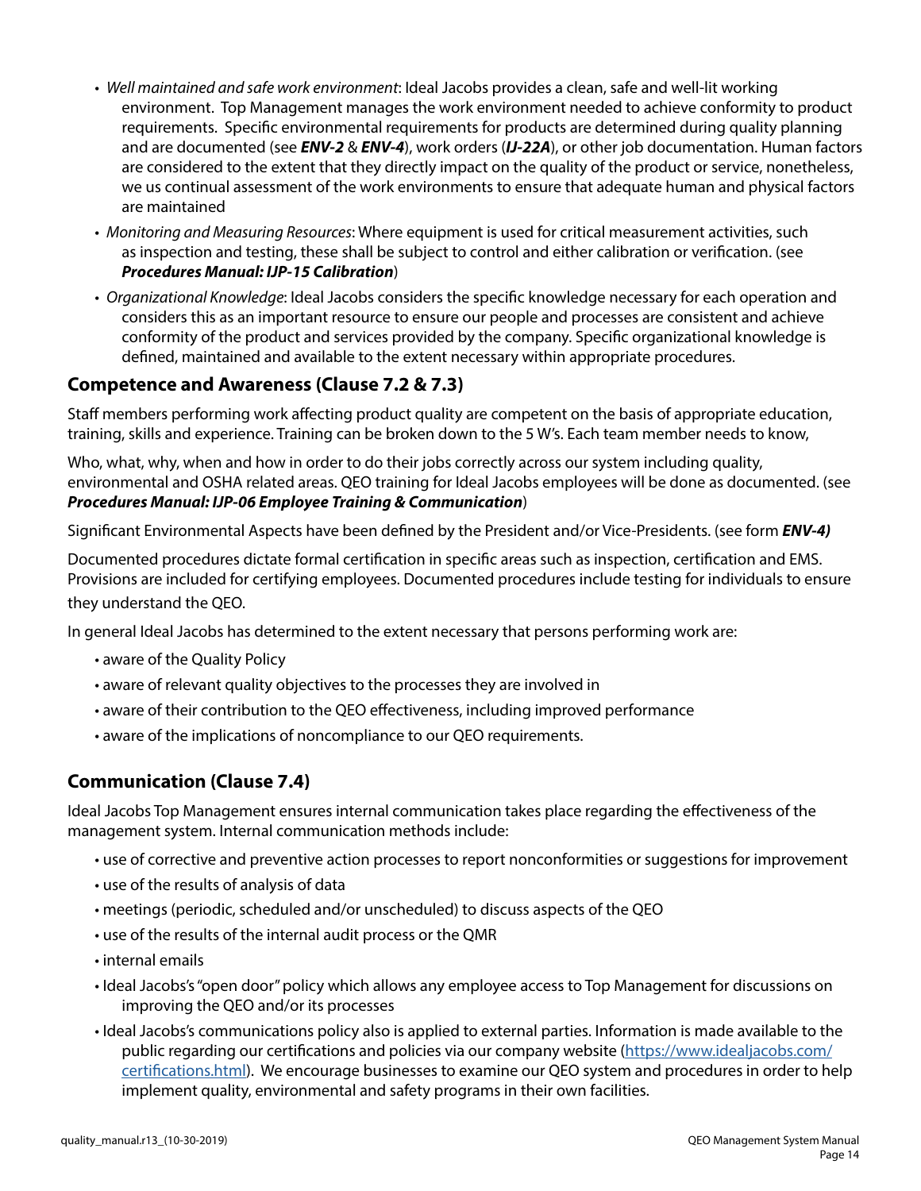- *Well maintained and safe work environment*: Ideal Jacobs provides a clean, safe and well-lit working environment. Top Management manages the work environment needed to achieve conformity to product requirements. Specific environmental requirements for products are determined during quality planning and are documented (see ***ENV-2*** & ***ENV-4***), work orders (***IJ-22A***), or other job documentation. Human factors are considered to the extent that they directly impact on the quality of the product or service, nonetheless, we us continual assessment of the work environments to ensure that adequate human and physical factors are maintained
- *Monitoring and Measuring Resources*: Where equipment is used for critical measurement activities, such as inspection and testing, these shall be subject to control and either calibration or verification. (see ***Procedures Manual: IJP-15 Calibration***)
- *Organizational Knowledge*: Ideal Jacobs considers the specific knowledge necessary for each operation and considers this as an important resource to ensure our people and processes are consistent and achieve conformity of the product and services provided by the company. Specific organizational knowledge is defined, maintained and available to the extent necessary within appropriate procedures.

## Competence and Awareness (Clause 7.2 & 7.3)

Staff members performing work affecting product quality are competent on the basis of appropriate education, training, skills and experience. Training can be broken down to the 5 W's. Each team member needs to know,

Who, what, why, when and how in order to do their jobs correctly across our system including quality, environmental and OSHA related areas. QEO training for Ideal Jacobs employees will be done as documented. (see ***Procedures Manual: IJP-06 Employee Training & Communication***)

Significant Environmental Aspects have been defined by the President and/or Vice-Presidents. (see form ***ENV-4)***

Documented procedures dictate formal certification in specific areas such as inspection, certification and EMS. Provisions are included for certifying employees. Documented procedures include testing for individuals to ensure they understand the QEO.

In general Ideal Jacobs has determined to the extent necessary that persons performing work are:

- aware of the Quality Policy
- aware of relevant quality objectives to the processes they are involved in
- aware of their contribution to the QEO effectiveness, including improved performance
- aware of the implications of noncompliance to our QEO requirements.

## Communication (Clause 7.4)

Ideal Jacobs Top Management ensures internal communication takes place regarding the effectiveness of the management system. Internal communication methods include:

- use of corrective and preventive action processes to report nonconformities or suggestions for improvement
- use of the results of analysis of data
- meetings (periodic, scheduled and/or unscheduled) to discuss aspects of the QEO
- use of the results of the internal audit process or the QMR
- internal emails
- Ideal Jacobs's "open door" policy which allows any employee access to Top Management for discussions on improving the QEO and/or its processes
- Ideal Jacobs's communications policy also is applied to external parties. Information is made available to the public regarding our certifications and policies via our company website ([https://www.idealjacobs.com/certifications.html](https://www.idealjacobs.com/certifications.html)). We encourage businesses to examine our QEO system and procedures in order to help implement quality, environmental and safety programs in their own facilities.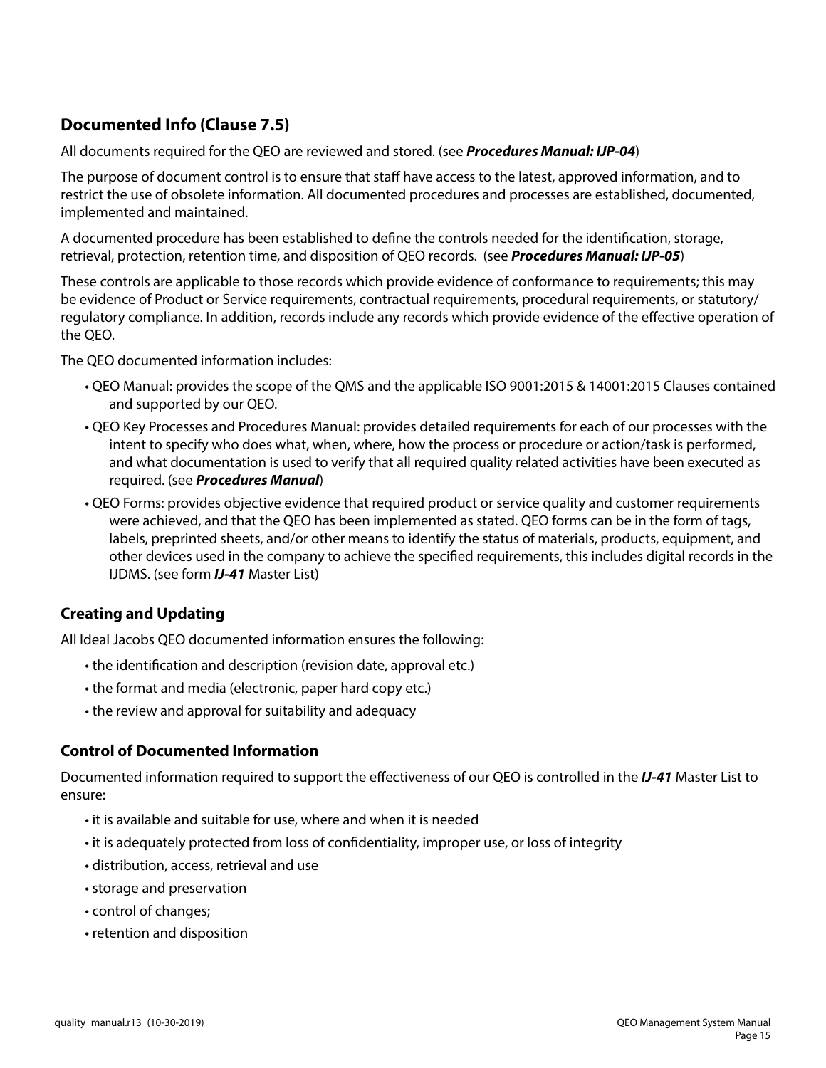## Documented Info (Clause 7.5)

All documents required for the QEO are reviewed and stored. (see ***Procedures Manual: IJP-04***)

The purpose of document control is to ensure that staff have access to the latest, approved information, and to restrict the use of obsolete information. All documented procedures and processes are established, documented, implemented and maintained.

A documented procedure has been established to define the controls needed for the identification, storage, retrieval, protection, retention time, and disposition of QEO records. (see ***Procedures Manual: IJP-05***)

These controls are applicable to those records which provide evidence of conformance to requirements; this may be evidence of Product or Service requirements, contractual requirements, procedural requirements, or statutory/regulatory compliance. In addition, records include any records which provide evidence of the effective operation of the QEO.

The QEO documented information includes:

- QEO Manual: provides the scope of the QMS and the applicable ISO 9001:2015 & 14001:2015 Clauses contained and supported by our QEO.
- QEO Key Processes and Procedures Manual: provides detailed requirements for each of our processes with the intent to specify who does what, when, where, how the process or procedure or action/task is performed, and what documentation is used to verify that all required quality related activities have been executed as required. (see ***Procedures Manual***)
- QEO Forms: provides objective evidence that required product or service quality and customer requirements were achieved, and that the QEO has been implemented as stated. QEO forms can be in the form of tags, labels, preprinted sheets, and/or other means to identify the status of materials, products, equipment, and other devices used in the company to achieve the specified requirements, this includes digital records in the IJDMS. (see form ***IJ-41*** Master List)

### Creating and Updating

All Ideal Jacobs QEO documented information ensures the following:

- the identification and description (revision date, approval etc.)
- the format and media (electronic, paper hard copy etc.)
- the review and approval for suitability and adequacy

### Control of Documented Information

Documented information required to support the effectiveness of our QEO is controlled in the ***IJ-41*** Master List to ensure:

- it is available and suitable for use, where and when it is needed
- it is adequately protected from loss of confidentiality, improper use, or loss of integrity
- distribution, access, retrieval and use
- storage and preservation
- control of changes;
- retention and disposition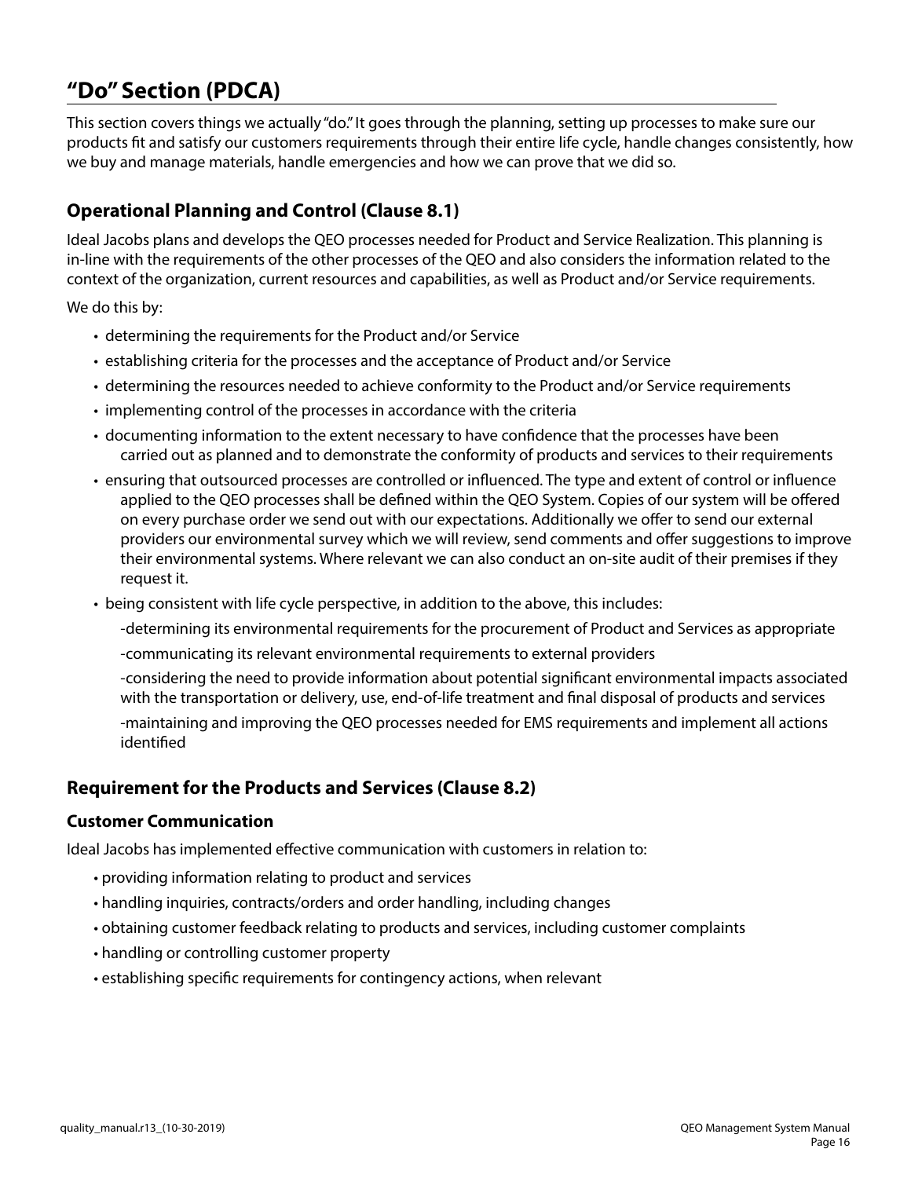# “Do” Section (PDCA)

This section covers things we actually “do.” It goes through the planning, setting up processes to make sure our products fit and satisfy our customers requirements through their entire life cycle, handle changes consistently, how we buy and manage materials, handle emergencies and how we can prove that we did so.

## Operational Planning and Control (Clause 8.1)

Ideal Jacobs plans and develops the QEO processes needed for Product and Service Realization. This planning is in-line with the requirements of the other processes of the QEO and also considers the information related to the context of the organization, current resources and capabilities, as well as Product and/or Service requirements.

We do this by:

- determining the requirements for the Product and/or Service
- establishing criteria for the processes and the acceptance of Product and/or Service
- determining the resources needed to achieve conformity to the Product and/or Service requirements
- implementing control of the processes in accordance with the criteria
- documenting information to the extent necessary to have confidence that the processes have been carried out as planned and to demonstrate the conformity of products and services to their requirements
- ensuring that outsourced processes are controlled or influenced. The type and extent of control or influence applied to the QEO processes shall be defined within the QEO System. Copies of our system will be offered on every purchase order we send out with our expectations. Additionally we offer to send our external providers our environmental survey which we will review, send comments and offer suggestions to improve their environmental systems. Where relevant we can also conduct an on-site audit of their premises if they request it.
- being consistent with life cycle perspective, in addition to the above, this includes:

  -determining its environmental requirements for the procurement of Product and Services as appropriate

  -communicating its relevant environmental requirements to external providers

  -considering the need to provide information about potential significant environmental impacts associated with the transportation or delivery, use, end-of-life treatment and final disposal of products and services

  -maintaining and improving the QEO processes needed for EMS requirements and implement all actions identified

## Requirement for the Products and Services (Clause 8.2)

### Customer Communication

Ideal Jacobs has implemented effective communication with customers in relation to:

- providing information relating to product and services
- handling inquiries, contracts/orders and order handling, including changes
- obtaining customer feedback relating to products and services, including customer complaints
- handling or controlling customer property
- establishing specific requirements for contingency actions, when relevant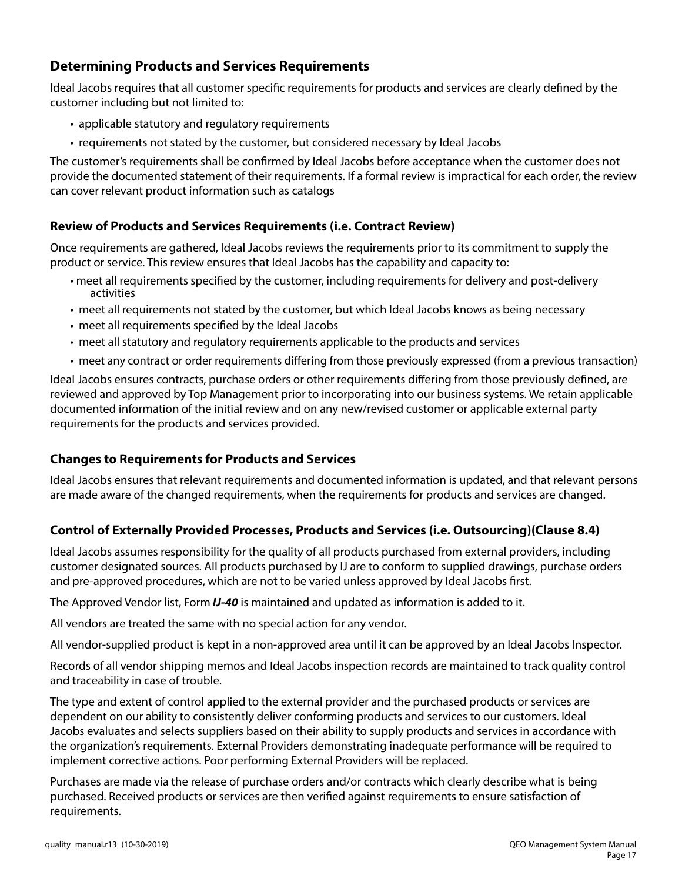## Determining Products and Services Requirements

Ideal Jacobs requires that all customer specific requirements for products and services are clearly defined by the customer including but not limited to:

- applicable statutory and regulatory requirements
- requirements not stated by the customer, but considered necessary by Ideal Jacobs

The customer's requirements shall be confirmed by Ideal Jacobs before acceptance when the customer does not provide the documented statement of their requirements. If a formal review is impractical for each order, the review can cover relevant product information such as catalogs

## Review of Products and Services Requirements (i.e. Contract Review)

Once requirements are gathered, Ideal Jacobs reviews the requirements prior to its commitment to supply the product or service. This review ensures that Ideal Jacobs has the capability and capacity to:

- meet all requirements specified by the customer, including requirements for delivery and post-delivery activities
- meet all requirements not stated by the customer, but which Ideal Jacobs knows as being necessary
- meet all requirements specified by the Ideal Jacobs
- meet all statutory and regulatory requirements applicable to the products and services
- meet any contract or order requirements differing from those previously expressed (from a previous transaction)

Ideal Jacobs ensures contracts, purchase orders or other requirements differing from those previously defined, are reviewed and approved by Top Management prior to incorporating into our business systems. We retain applicable documented information of the initial review and on any new/revised customer or applicable external party requirements for the products and services provided.

## Changes to Requirements for Products and Services

Ideal Jacobs ensures that relevant requirements and documented information is updated, and that relevant persons are made aware of the changed requirements, when the requirements for products and services are changed.

## Control of Externally Provided Processes, Products and Services (i.e. Outsourcing)(Clause 8.4)

Ideal Jacobs assumes responsibility for the quality of all products purchased from external providers, including customer designated sources. All products purchased by IJ are to conform to supplied drawings, purchase orders and pre-approved procedures, which are not to be varied unless approved by Ideal Jacobs first.

The Approved Vendor list, Form ***IJ-40*** is maintained and updated as information is added to it.

All vendors are treated the same with no special action for any vendor.

All vendor-supplied product is kept in a non-approved area until it can be approved by an Ideal Jacobs Inspector.

Records of all vendor shipping memos and Ideal Jacobs inspection records are maintained to track quality control and traceability in case of trouble.

The type and extent of control applied to the external provider and the purchased products or services are dependent on our ability to consistently deliver conforming products and services to our customers. Ideal Jacobs evaluates and selects suppliers based on their ability to supply products and services in accordance with the organization's requirements. External Providers demonstrating inadequate performance will be required to implement corrective actions. Poor performing External Providers will be replaced.

Purchases are made via the release of purchase orders and/or contracts which clearly describe what is being purchased. Received products or services are then verified against requirements to ensure satisfaction of requirements.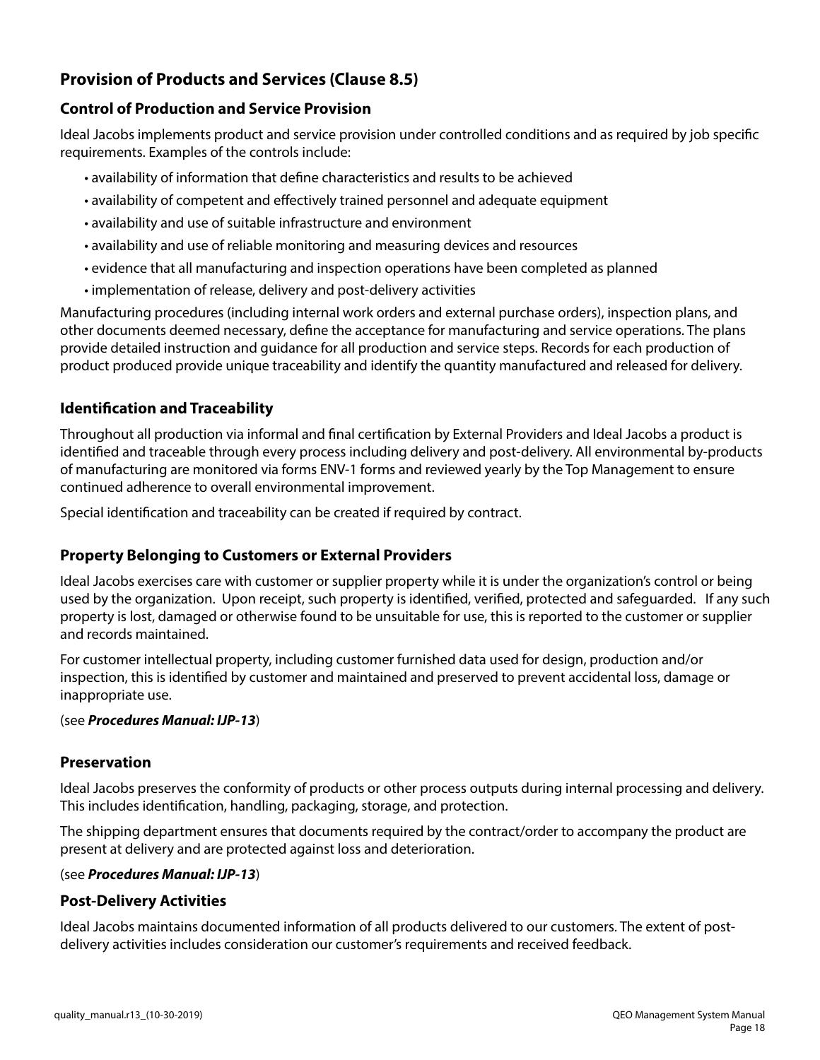## Provision of Products and Services (Clause 8.5)

### Control of Production and Service Provision

Ideal Jacobs implements product and service provision under controlled conditions and as required by job specific requirements. Examples of the controls include:

- availability of information that define characteristics and results to be achieved
- availability of competent and effectively trained personnel and adequate equipment
- availability and use of suitable infrastructure and environment
- availability and use of reliable monitoring and measuring devices and resources
- evidence that all manufacturing and inspection operations have been completed as planned
- implementation of release, delivery and post-delivery activities

Manufacturing procedures (including internal work orders and external purchase orders), inspection plans, and other documents deemed necessary, define the acceptance for manufacturing and service operations. The plans provide detailed instruction and guidance for all production and service steps. Records for each production of product produced provide unique traceability and identify the quantity manufactured and released for delivery.

### Identification and Traceability

Throughout all production via informal and final certification by External Providers and Ideal Jacobs a product is identified and traceable through every process including delivery and post-delivery. All environmental by-products of manufacturing are monitored via forms ENV-1 forms and reviewed yearly by the Top Management to ensure continued adherence to overall environmental improvement.

Special identification and traceability can be created if required by contract.

### Property Belonging to Customers or External Providers

Ideal Jacobs exercises care with customer or supplier property while it is under the organization's control or being used by the organization. Upon receipt, such property is identified, verified, protected and safeguarded. If any such property is lost, damaged or otherwise found to be unsuitable for use, this is reported to the customer or supplier and records maintained.

For customer intellectual property, including customer furnished data used for design, production and/or inspection, this is identified by customer and maintained and preserved to prevent accidental loss, damage or inappropriate use.

(see ***Procedures Manual: IJP-13***)

### Preservation

Ideal Jacobs preserves the conformity of products or other process outputs during internal processing and delivery. This includes identification, handling, packaging, storage, and protection.

The shipping department ensures that documents required by the contract/order to accompany the product are present at delivery and are protected against loss and deterioration.

(see ***Procedures Manual: IJP-13***)

### Post-Delivery Activities

Ideal Jacobs maintains documented information of all products delivered to our customers. The extent of post-delivery activities includes consideration our customer's requirements and received feedback.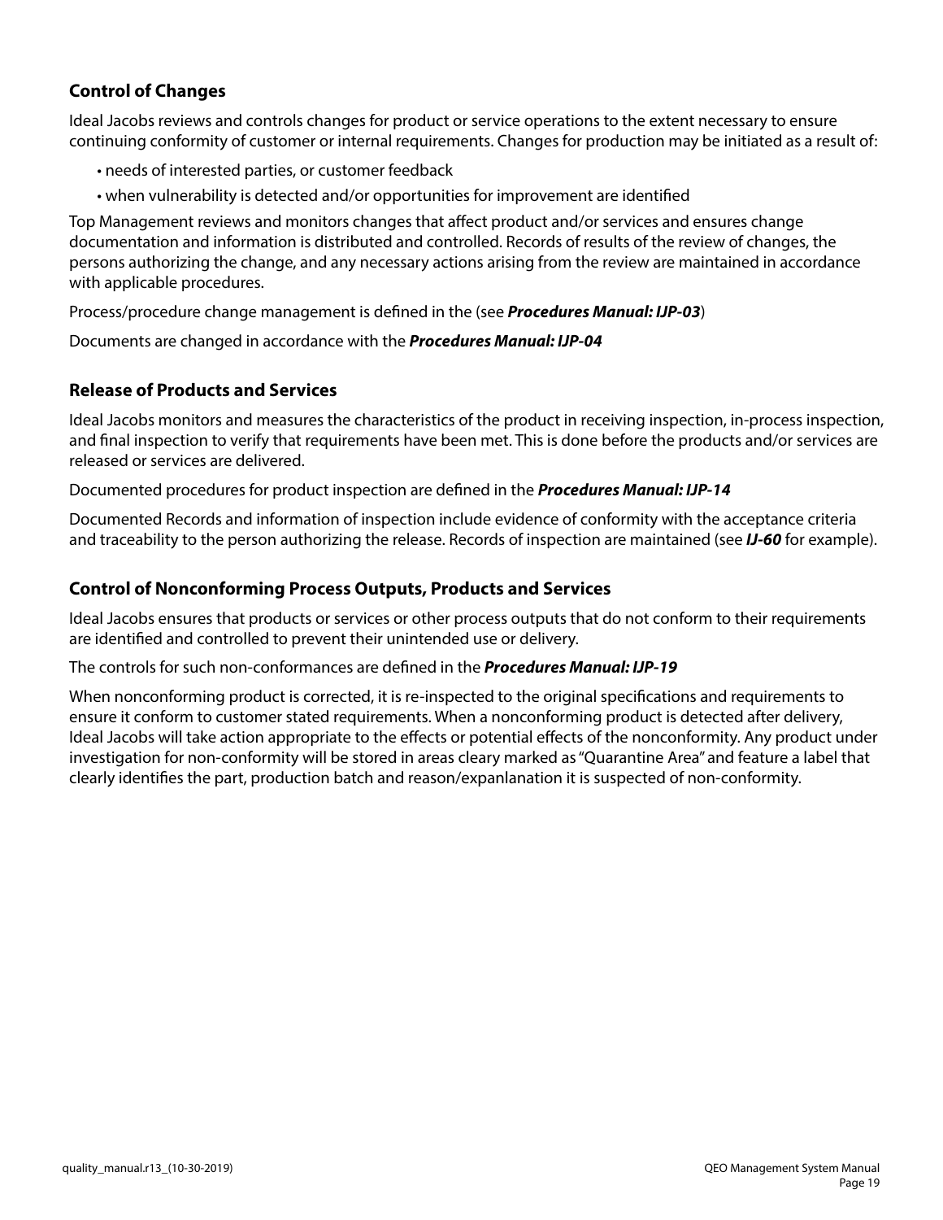### Control of Changes

Ideal Jacobs reviews and controls changes for product or service operations to the extent necessary to ensure continuing conformity of customer or internal requirements. Changes for production may be initiated as a result of:

- needs of interested parties, or customer feedback
- when vulnerability is detected and/or opportunities for improvement are identified

Top Management reviews and monitors changes that affect product and/or services and ensures change documentation and information is distributed and controlled. Records of results of the review of changes, the persons authorizing the change, and any necessary actions arising from the review are maintained in accordance with applicable procedures.

Process/procedure change management is defined in the (see ***Procedures Manual: IJP-03***)

Documents are changed in accordance with the ***Procedures Manual: IJP-04***

### Release of Products and Services

Ideal Jacobs monitors and measures the characteristics of the product in receiving inspection, in-process inspection, and final inspection to verify that requirements have been met. This is done before the products and/or services are released or services are delivered.

Documented procedures for product inspection are defined in the ***Procedures Manual: IJP-14***

Documented Records and information of inspection include evidence of conformity with the acceptance criteria and traceability to the person authorizing the release. Records of inspection are maintained (see ***IJ-60*** for example).

### Control of Nonconforming Process Outputs, Products and Services

Ideal Jacobs ensures that products or services or other process outputs that do not conform to their requirements are identified and controlled to prevent their unintended use or delivery.

The controls for such non-conformances are defined in the ***Procedures Manual: IJP-19***

When nonconforming product is corrected, it is re-inspected to the original specifications and requirements to ensure it conform to customer stated requirements. When a nonconforming product is detected after delivery, Ideal Jacobs will take action appropriate to the effects or potential effects of the nonconformity. Any product under investigation for non-conformity will be stored in areas cleary marked as "Quarantine Area" and feature a label that clearly identifies the part, production batch and reason/expanlanation it is suspected of non-conformity.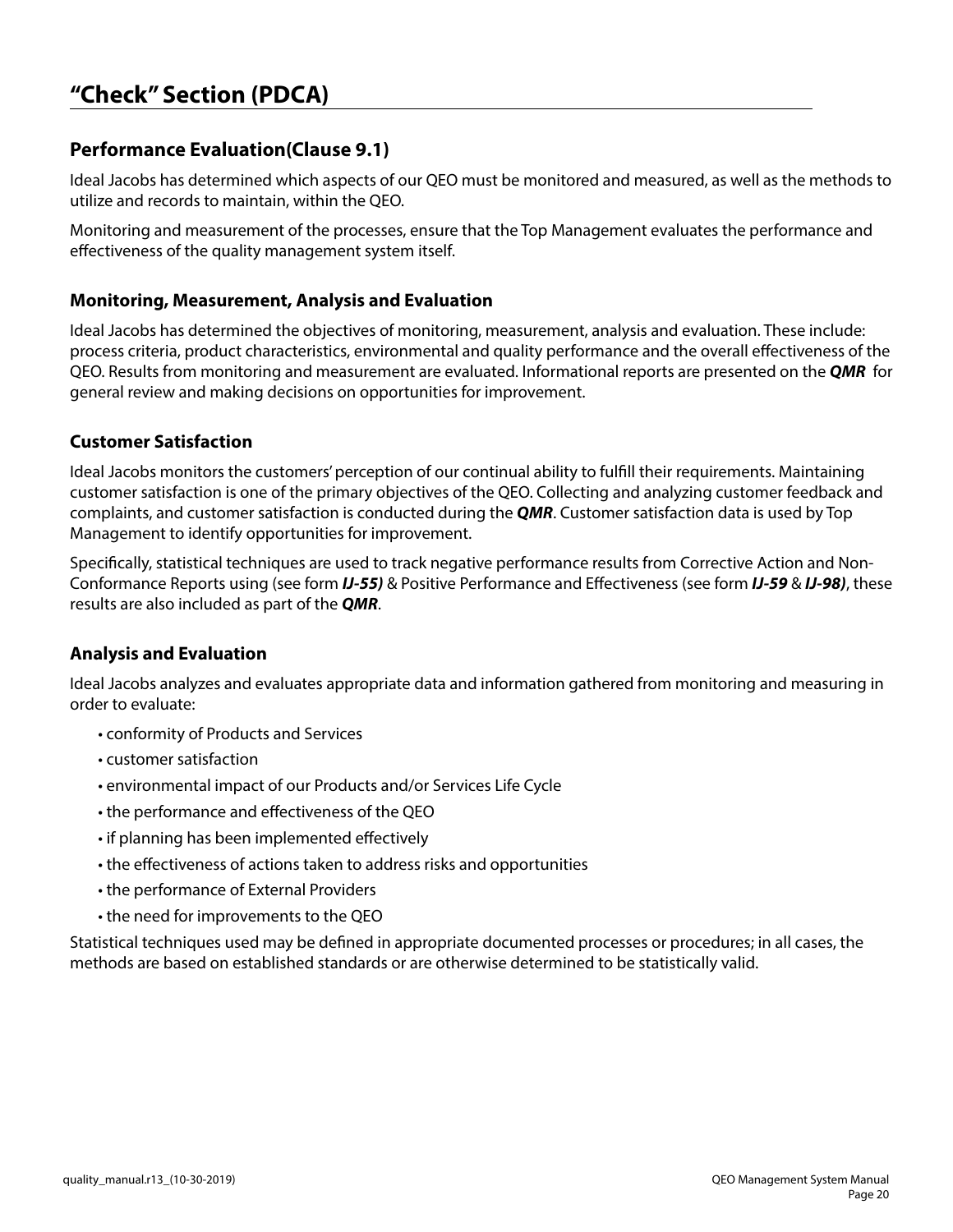# “Check” Section (PDCA)

## Performance Evaluation(Clause 9.1)

Ideal Jacobs has determined which aspects of our QEO must be monitored and measured, as well as the methods to utilize and records to maintain, within the QEO.

Monitoring and measurement of the processes, ensure that the Top Management evaluates the performance and effectiveness of the quality management system itself.

### Monitoring, Measurement, Analysis and Evaluation

Ideal Jacobs has determined the objectives of monitoring, measurement, analysis and evaluation. These include: process criteria, product characteristics, environmental and quality performance and the overall effectiveness of the QEO. Results from monitoring and measurement are evaluated. Informational reports are presented on the ***QMR*** for general review and making decisions on opportunities for improvement.

### Customer Satisfaction

Ideal Jacobs monitors the customers' perception of our continual ability to fulfill their requirements. Maintaining customer satisfaction is one of the primary objectives of the QEO. Collecting and analyzing customer feedback and complaints, and customer satisfaction is conducted during the ***QMR***. Customer satisfaction data is used by Top Management to identify opportunities for improvement.

Specifically, statistical techniques are used to track negative performance results from Corrective Action and Non-Conformance Reports using (see form ***IJ-55)*** & Positive Performance and Effectiveness (see form ***IJ-59*** & ***IJ-98)***, these results are also included as part of the ***QMR***.

### Analysis and Evaluation

Ideal Jacobs analyzes and evaluates appropriate data and information gathered from monitoring and measuring in order to evaluate:

- conformity of Products and Services
- customer satisfaction
- environmental impact of our Products and/or Services Life Cycle
- the performance and effectiveness of the QEO
- if planning has been implemented effectively
- the effectiveness of actions taken to address risks and opportunities
- the performance of External Providers
- the need for improvements to the QEO

Statistical techniques used may be defined in appropriate documented processes or procedures; in all cases, the methods are based on established standards or are otherwise determined to be statistically valid.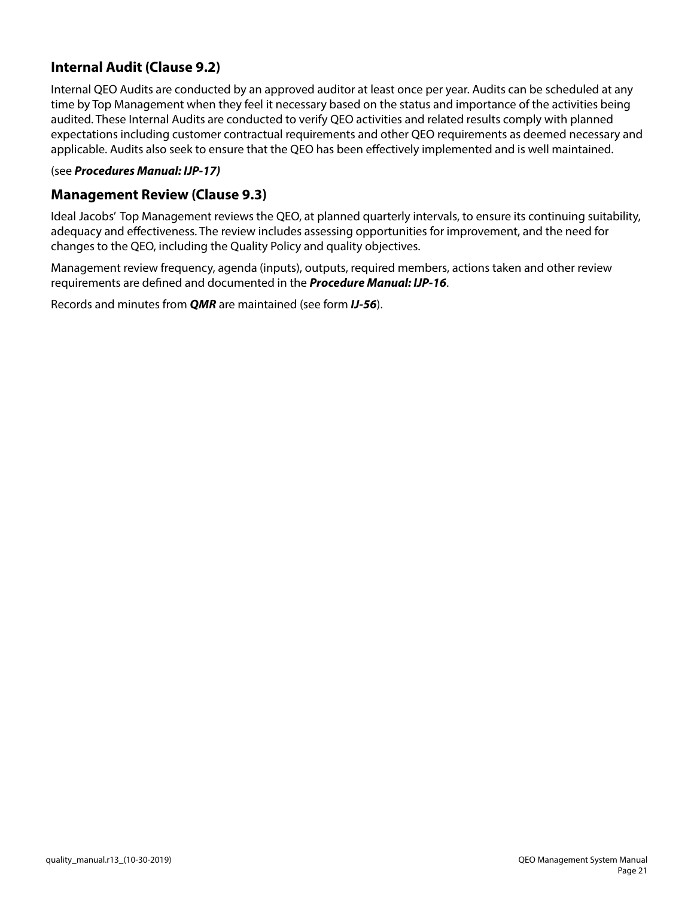## Internal Audit (Clause 9.2)

Internal QEO Audits are conducted by an approved auditor at least once per year. Audits can be scheduled at any time by Top Management when they feel it necessary based on the status and importance of the activities being audited. These Internal Audits are conducted to verify QEO activities and related results comply with planned expectations including customer contractual requirements and other QEO requirements as deemed necessary and applicable. Audits also seek to ensure that the QEO has been effectively implemented and is well maintained.

(see ***Procedures Manual: IJP-17)***

## Management Review (Clause 9.3)

Ideal Jacobs' Top Management reviews the QEO, at planned quarterly intervals, to ensure its continuing suitability, adequacy and effectiveness. The review includes assessing opportunities for improvement, and the need for changes to the QEO, including the Quality Policy and quality objectives.

Management review frequency, agenda (inputs), outputs, required members, actions taken and other review requirements are defined and documented in the ***Procedure Manual: IJP-16***.

Records and minutes from ***QMR*** are maintained (see form ***IJ-56***).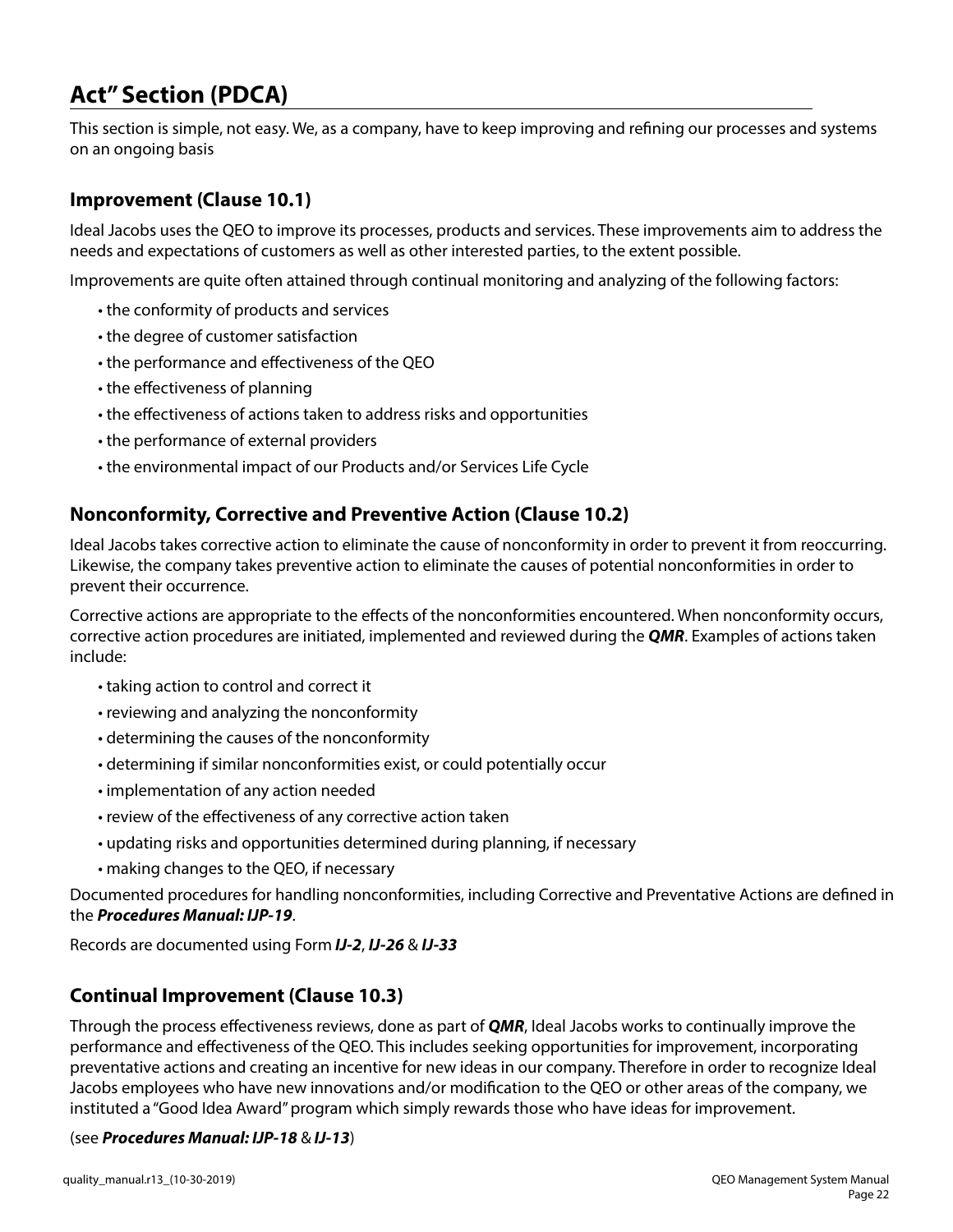# Act" Section (PDCA)

This section is simple, not easy. We, as a company, have to keep improving and refining our processes and systems on an ongoing basis

## Improvement (Clause 10.1)

Ideal Jacobs uses the QEO to improve its processes, products and services. These improvements aim to address the needs and expectations of customers as well as other interested parties, to the extent possible.

Improvements are quite often attained through continual monitoring and analyzing of the following factors:

- the conformity of products and services
- the degree of customer satisfaction
- the performance and effectiveness of the QEO
- the effectiveness of planning
- the effectiveness of actions taken to address risks and opportunities
- the performance of external providers
- the environmental impact of our Products and/or Services Life Cycle

## Nonconformity, Corrective and Preventive Action (Clause 10.2)

Ideal Jacobs takes corrective action to eliminate the cause of nonconformity in order to prevent it from reoccurring. Likewise, the company takes preventive action to eliminate the causes of potential nonconformities in order to prevent their occurrence.

Corrective actions are appropriate to the effects of the nonconformities encountered. When nonconformity occurs, corrective action procedures are initiated, implemented and reviewed during the ***QMR***. Examples of actions taken include:

- taking action to control and correct it
- reviewing and analyzing the nonconformity
- determining the causes of the nonconformity
- determining if similar nonconformities exist, or could potentially occur
- implementation of any action needed
- review of the effectiveness of any corrective action taken
- updating risks and opportunities determined during planning, if necessary
- making changes to the QEO, if necessary

Documented procedures for handling nonconformities, including Corrective and Preventative Actions are defined in the ***Procedures Manual: IJP-19***.

Records are documented using Form ***IJ-2***, ***IJ-26*** & ***IJ-33***

## Continual Improvement (Clause 10.3)

Through the process effectiveness reviews, done as part of ***QMR***, Ideal Jacobs works to continually improve the performance and effectiveness of the QEO. This includes seeking opportunities for improvement, incorporating preventative actions and creating an incentive for new ideas in our company. Therefore in order to recognize Ideal Jacobs employees who have new innovations and/or modification to the QEO or other areas of the company, we instituted a "Good Idea Award" program which simply rewards those who have ideas for improvement.

(see ***Procedures Manual: IJP-18*** & ***IJ-13***)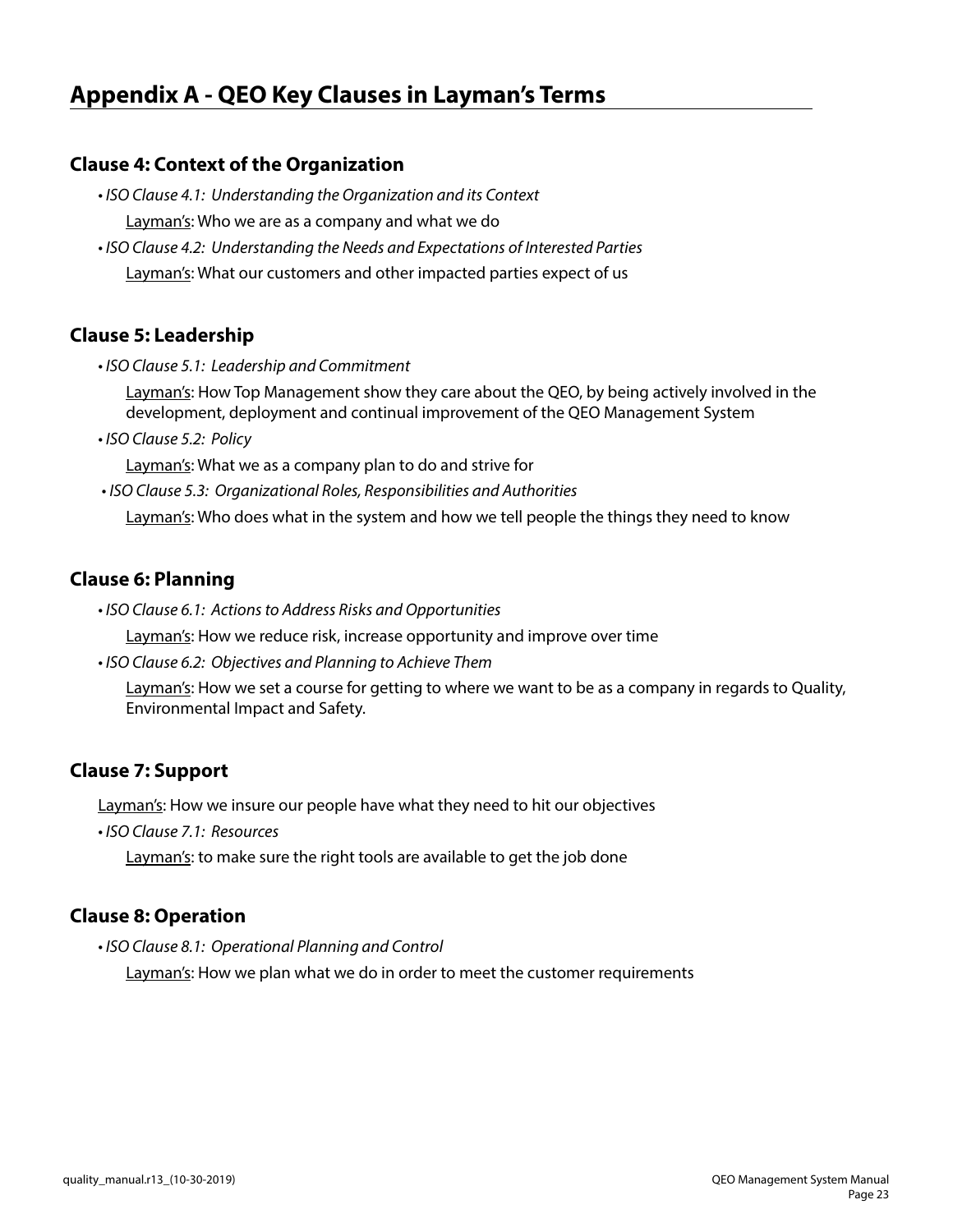# Appendix A - QEO Key Clauses in Layman's Terms

## Clause 4: Context of the Organization

- *ISO Clause 4.1: Understanding the Organization and its Context*

  Layman's: Who we are as a company and what we do

- *ISO Clause 4.2: Understanding the Needs and Expectations of Interested Parties*

  Layman's: What our customers and other impacted parties expect of us

## Clause 5: Leadership

- *ISO Clause 5.1: Leadership and Commitment*

  Layman's: How Top Management show they care about the QEO, by being actively involved in the development, deployment and continual improvement of the QEO Management System

- *ISO Clause 5.2: Policy*

  Layman's: What we as a company plan to do and strive for

- *ISO Clause 5.3: Organizational Roles, Responsibilities and Authorities*

  Layman's: Who does what in the system and how we tell people the things they need to know

## Clause 6: Planning

- *ISO Clause 6.1: Actions to Address Risks and Opportunities*

  Layman's: How we reduce risk, increase opportunity and improve over time

- *ISO Clause 6.2: Objectives and Planning to Achieve Them*

  Layman's: How we set a course for getting to where we want to be as a company in regards to Quality, Environmental Impact and Safety.

## Clause 7: Support

Layman's: How we insure our people have what they need to hit our objectives

- *ISO Clause 7.1: Resources*

  Layman's: to make sure the right tools are available to get the job done

## Clause 8: Operation

- *ISO Clause 8.1: Operational Planning and Control*

  Layman's: How we plan what we do in order to meet the customer requirements